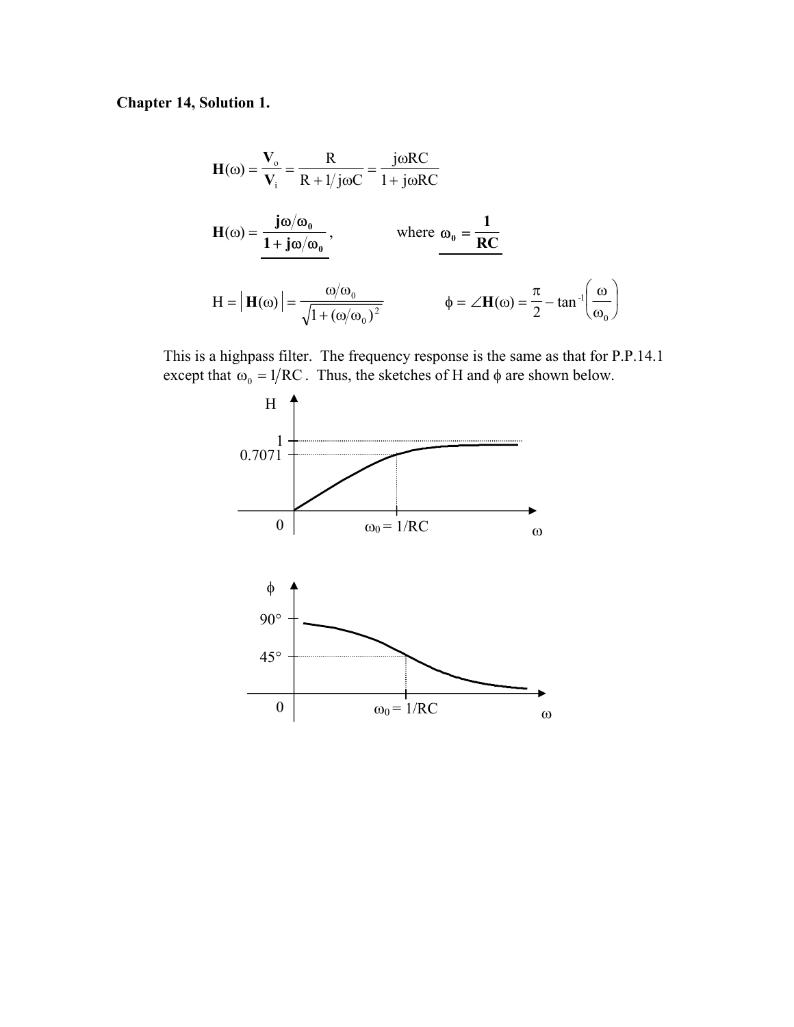**Chapter 14, Solution 1.**

$$\mathbf{H}(\omega) = \frac{\mathbf{V}_o}{\mathbf{V}_i} = \frac{R}{R + 1/j\omega C} = \frac{j\omega RC}{1 + j\omega RC}$$

$$\mathbf{H}(\omega) = \underline{\frac{\mathbf{j\omega/\omega_0}}{\mathbf{1 + j\omega/\omega_0}}}, \qquad \text{where } \underline{\boldsymbol{\omega_0} = \frac{\mathbf{1}}{\mathbf{RC}}}$$

$$H = \left|\mathbf{H}(\omega)\right| = \frac{\omega/\omega_0}{\sqrt{1 + (\omega/\omega_0)^2}} \qquad \phi = \angle\mathbf{H}(\omega) = \frac{\pi}{2} - \tan^{-1}\left(\frac{\omega}{\omega_0}\right)$$

This is a highpass filter. The frequency response is the same as that for P.P.14.1 except that $\omega_0 = 1/RC$. Thus, the sketches of H and $\phi$ are shown below.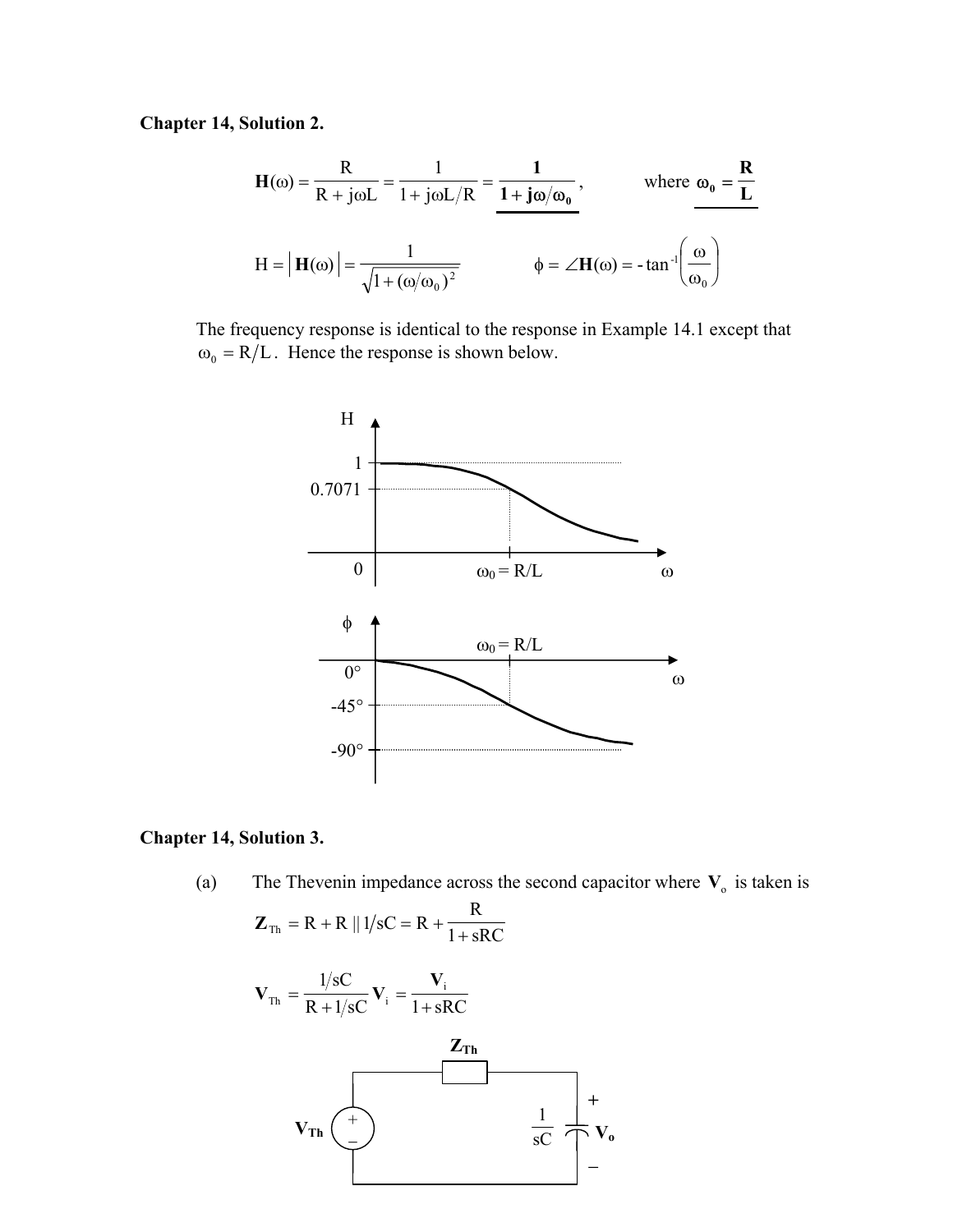**Chapter 14, Solution 2.**

$$\mathbf{H}(\omega) = \frac{R}{R + j\omega L} = \frac{1}{1 + j\omega L/R} = \underline{\frac{\mathbf{1}}{\mathbf{1} + \mathbf{j}\boldsymbol{\omega}/\boldsymbol{\omega}_\mathbf{0}}}, \qquad \text{where } \underline{\boldsymbol{\omega}_\mathbf{0} = \frac{\mathbf{R}}{\mathbf{L}}}$$

$$H = \left|\mathbf{H}(\omega)\right| = \frac{1}{\sqrt{1 + (\omega/\omega_0)^2}} \qquad \phi = \angle\mathbf{H}(\omega) = -\tan^{-1}\left(\frac{\omega}{\omega_0}\right)$$

The frequency response is identical to the response in Example 14.1 except that $\omega_0 = R/L$. Hence the response is shown below.

**Chapter 14, Solution 3.**

(a) The Thevenin impedance across the second capacitor where $\mathbf{V}_o$ is taken is

$$\mathbf{Z}_{Th} = R + R \,||\, 1/sC = R + \frac{R}{1 + sRC}$$

$$\mathbf{V}_{Th} = \frac{1/sC}{R + 1/sC}\mathbf{V}_i = \frac{\mathbf{V}_i}{1 + sRC}$$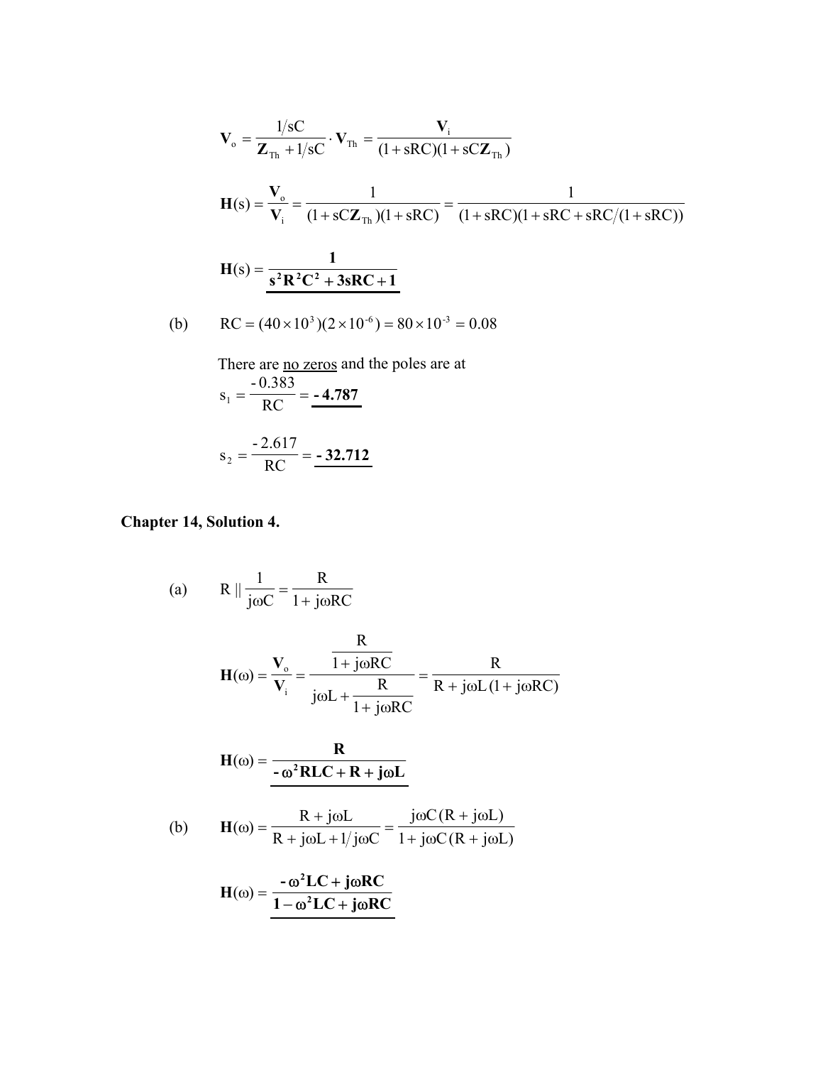$$\mathbf{V}_o = \frac{1/sC}{\mathbf{Z}_{Th} + 1/sC} \cdot \mathbf{V}_{Th} = \frac{\mathbf{V}_i}{(1+sRC)(1+sC\mathbf{Z}_{Th})}$$

$$\mathbf{H}(s) = \frac{\mathbf{V}_o}{\mathbf{V}_i} = \frac{1}{(1+sC\mathbf{Z}_{Th})(1+sRC)} = \frac{1}{(1+sRC)(1+sRC+sRC/(1+sRC))}$$

$$\mathbf{H}(s) = \underline{\frac{\mathbf{1}}{\mathbf{s^2R^2C^2 + 3sRC + 1}}}$$

(b) $\quad \mathrm{RC} = (40\times10^{3})(2\times10^{-6}) = 80\times10^{-3} = 0.08$

There are <u>no zeros</u> and the poles are at

$$s_1 = \frac{-0.383}{\mathrm{RC}} = \underline{\mathbf{-4.787}}$$

$$s_2 = \frac{-2.617}{\mathrm{RC}} = \underline{\mathbf{-32.712}}$$

## Chapter 14, Solution 4.

(a) $\quad \mathrm{R} \parallel \dfrac{1}{j\omega C} = \dfrac{R}{1+j\omega RC}$

$$\mathbf{H}(\omega) = \frac{\mathbf{V}_o}{\mathbf{V}_i} = \frac{\dfrac{R}{1+j\omega RC}}{j\omega L + \dfrac{R}{1+j\omega RC}} = \frac{R}{R + j\omega L(1+j\omega RC)}$$

$$\mathbf{H}(\omega) = \underline{\frac{\mathbf{R}}{\mathbf{-\omega^2RLC + R + j\omega L}}}$$

(b) $\quad \mathbf{H}(\omega) = \dfrac{R + j\omega L}{R + j\omega L + 1/j\omega C} = \dfrac{j\omega C(R + j\omega L)}{1 + j\omega C(R + j\omega L)}$

$$\mathbf{H}(\omega) = \underline{\frac{\mathbf{-\omega^2LC + j\omega RC}}{\mathbf{1 - \omega^2LC + j\omega RC}}}$$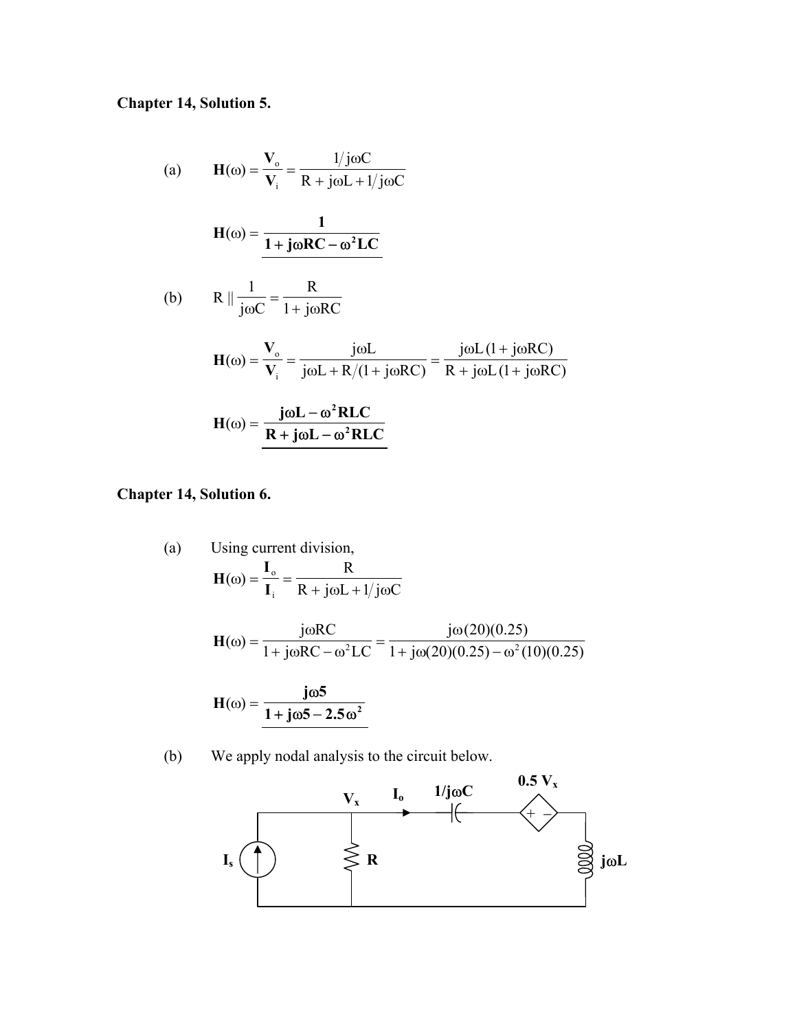**Chapter 14, Solution 5.**

(a) $$\mathbf{H}(\omega) = \frac{\mathbf{V}_o}{\mathbf{V}_i} = \frac{1/j\omega C}{R + j\omega L + 1/j\omega C}$$

$$\mathbf{H}(\omega) = \underline{\frac{\mathbf{1}}{\mathbf{1 + j\omega RC - \omega^2 LC}}}$$

(b) $$R \parallel \frac{1}{j\omega C} = \frac{R}{1 + j\omega RC}$$

$$\mathbf{H}(\omega) = \frac{\mathbf{V}_o}{\mathbf{V}_i} = \frac{j\omega L}{j\omega L + R/(1 + j\omega RC)} = \frac{j\omega L\,(1 + j\omega RC)}{R + j\omega L\,(1 + j\omega RC)}$$

$$\mathbf{H}(\omega) = \underline{\frac{\mathbf{j\omega L - \omega^2 RLC}}{\mathbf{R + j\omega L - \omega^2 RLC}}}$$

**Chapter 14, Solution 6.**

(a) Using current division,

$$\mathbf{H}(\omega) = \frac{\mathbf{I}_o}{\mathbf{I}_i} = \frac{R}{R + j\omega L + 1/j\omega C}$$

$$\mathbf{H}(\omega) = \frac{j\omega RC}{1 + j\omega RC - \omega^2 LC} = \frac{j\omega(20)(0.25)}{1 + j\omega(20)(0.25) - \omega^2(10)(0.25)}$$

$$\mathbf{H}(\omega) = \underline{\frac{\mathbf{j\omega 5}}{\mathbf{1 + j\omega 5 - 2.5\,\omega^2}}}$$

(b) We apply nodal analysis to the circuit below.

Circuit: current source $I_s$ feeding node $V_x$; resistor $R$ from $V_x$ to ground; current $I_o$ flows from $V_x$ through capacitor $1/j\omega C$, then dependent voltage source $0.5\,V_x$ (+ −), then inductor $j\omega L$ to ground.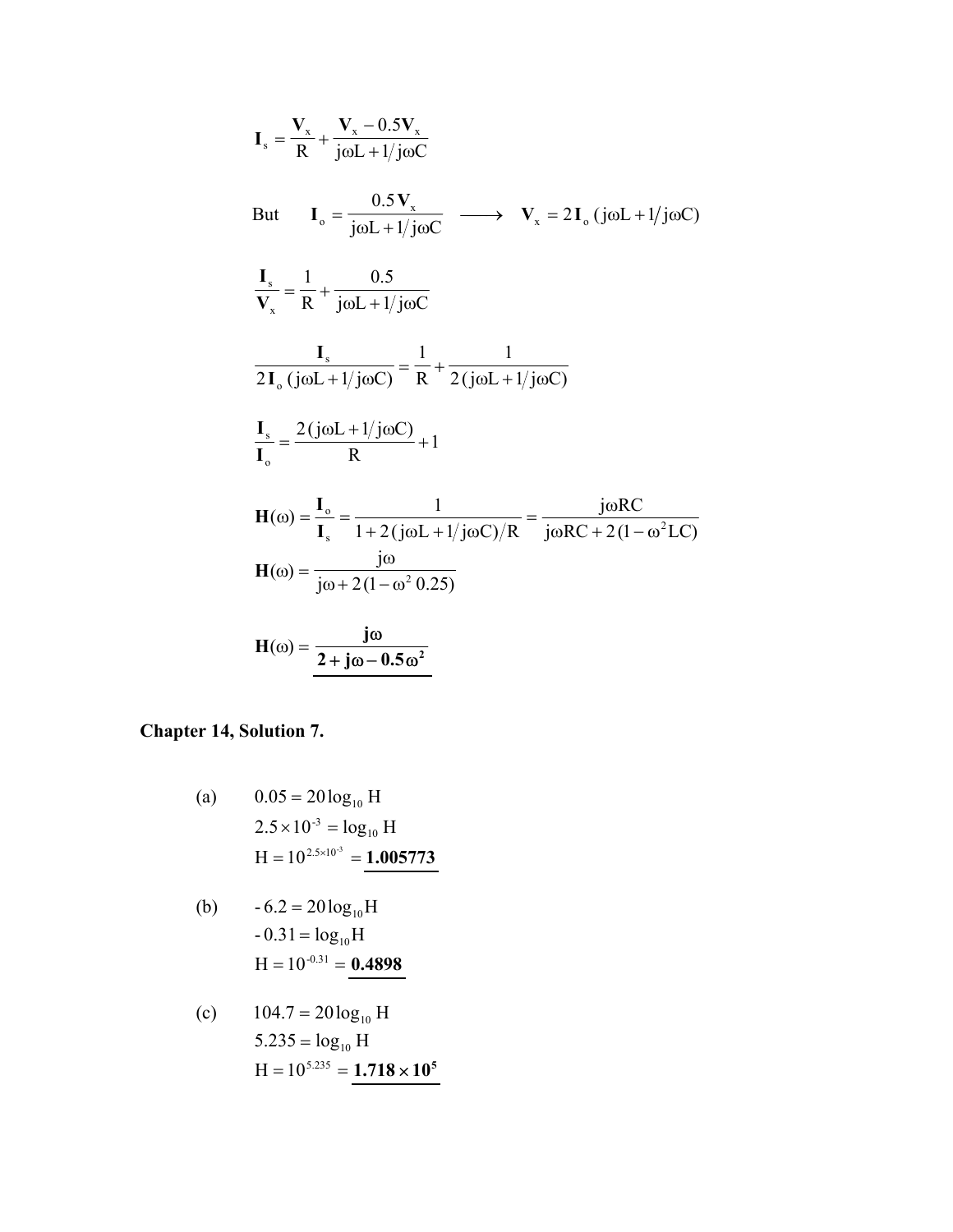$$\mathbf{I}_s = \frac{\mathbf{V}_x}{R} + \frac{\mathbf{V}_x - 0.5\mathbf{V}_x}{j\omega L + 1/j\omega C}$$

But $\mathbf{I}_o = \dfrac{0.5\mathbf{V}_x}{j\omega L + 1/j\omega C} \longrightarrow \mathbf{V}_x = 2\mathbf{I}_o\,(j\omega L + 1/j\omega C)$

$$\frac{\mathbf{I}_s}{\mathbf{V}_x} = \frac{1}{R} + \frac{0.5}{j\omega L + 1/j\omega C}$$

$$\frac{\mathbf{I}_s}{2\mathbf{I}_o\,(j\omega L + 1/j\omega C)} = \frac{1}{R} + \frac{1}{2\,(j\omega L + 1/j\omega C)}$$

$$\frac{\mathbf{I}_s}{\mathbf{I}_o} = \frac{2\,(j\omega L + 1/j\omega C)}{R} + 1$$

$$\mathbf{H}(\omega) = \frac{\mathbf{I}_o}{\mathbf{I}_s} = \frac{1}{1 + 2\,(j\omega L + 1/j\omega C)/R} = \frac{j\omega RC}{j\omega RC + 2\,(1 - \omega^2 LC)}$$

$$\mathbf{H}(\omega) = \frac{j\omega}{j\omega + 2\,(1 - \omega^2\, 0.25)}$$

$$\mathbf{H}(\omega) = \underline{\frac{\mathbf{j\omega}}{\mathbf{2 + j\omega - 0.5\omega^2}}}$$

**Chapter 14, Solution 7.**

(a)
$$0.05 = 20\log_{10} \mathrm{H}$$
$$2.5 \times 10^{-3} = \log_{10} \mathrm{H}$$
$$\mathrm{H} = 10^{2.5\times 10^{-3}} = \underline{\mathbf{1.005773}}$$

(b)
$$-6.2 = 20\log_{10}\mathrm{H}$$
$$-0.31 = \log_{10}\mathrm{H}$$
$$\mathrm{H} = 10^{-0.31} = \underline{\mathbf{0.4898}}$$

(c)
$$104.7 = 20\log_{10} \mathrm{H}$$
$$5.235 = \log_{10} \mathrm{H}$$
$$\mathrm{H} = 10^{5.235} = \underline{\mathbf{1.718 \times 10^5}}$$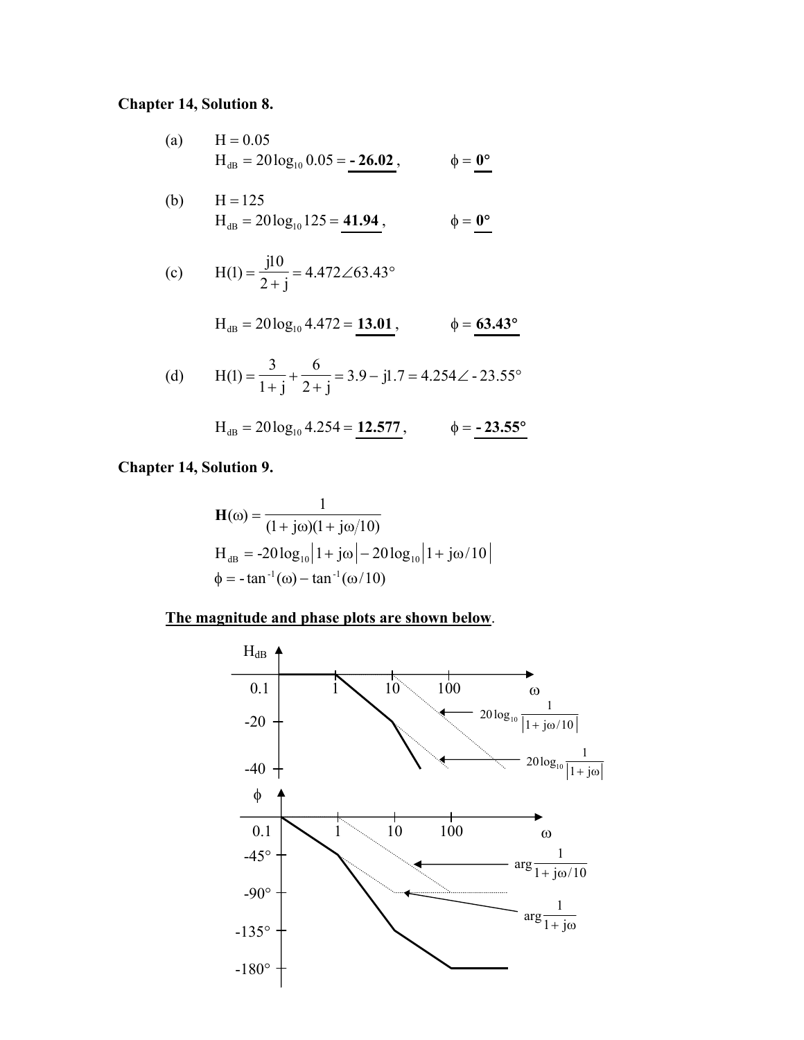**Chapter 14, Solution 8.**

(a) $H = 0.05$

$H_{dB} = 20\log_{10} 0.05 = \underline{\mathbf{-26.02}}$, $\qquad \phi = \underline{\mathbf{0°}}$

(b) $H = 125$

$H_{dB} = 20\log_{10} 125 = \underline{\mathbf{41.94}}$, $\qquad \phi = \underline{\mathbf{0°}}$

(c) $H(1) = \dfrac{j10}{2+j} = 4.472\angle 63.43°$

$H_{dB} = 20\log_{10} 4.472 = \underline{\mathbf{13.01}}$, $\qquad \phi = \underline{\mathbf{63.43°}}$

(d) $H(1) = \dfrac{3}{1+j} + \dfrac{6}{2+j} = 3.9 - j1.7 = 4.254\angle -23.55°$

$H_{dB} = 20\log_{10} 4.254 = \underline{\mathbf{12.577}}$, $\qquad \phi = \underline{\mathbf{-23.55°}}$

**Chapter 14, Solution 9.**

$$\mathbf{H}(\omega) = \frac{1}{(1+j\omega)(1+j\omega/10)}$$

$$H_{dB} = -20\log_{10}\left|1+j\omega\right| - 20\log_{10}\left|1+j\omega/10\right|$$

$$\phi = -\tan^{-1}(\omega) - \tan^{-1}(\omega/10)$$

**<u>The magnitude and phase plots are shown below</u>**.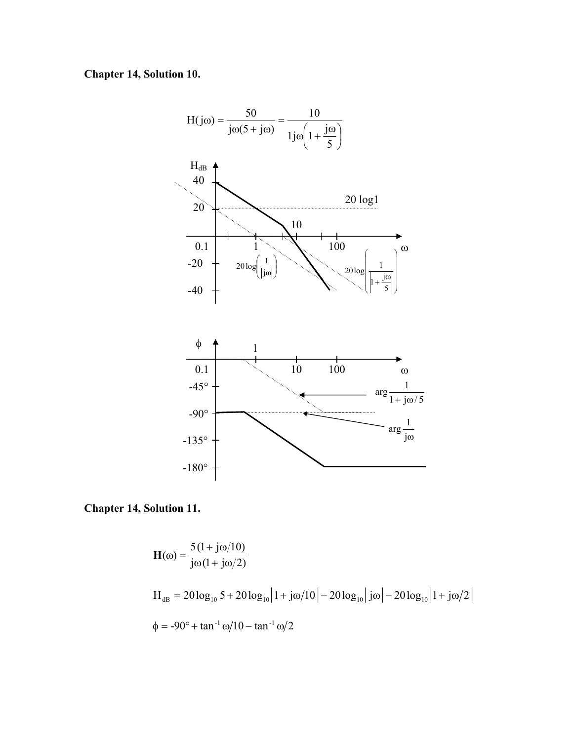**Chapter 14, Solution 10.**

$$\mathbf{H}(j\omega) = \frac{50}{j\omega(5 + j\omega)} = \frac{10}{1j\omega\left(1 + \frac{j\omega}{5}\right)}$$

**Chapter 14, Solution 11.**

$$\mathbf{H}(\omega) = \frac{5(1 + j\omega/10)}{j\omega(1 + j\omega/2)}$$

$$H_{dB} = 20\log_{10} 5 + 20\log_{10}\left|1 + j\omega/10\right| - 20\log_{10}\left|j\omega\right| - 20\log_{10}\left|1 + j\omega/2\right|$$

$$\phi = -90° + \tan^{-1}\omega/10 - \tan^{-1}\omega/2$$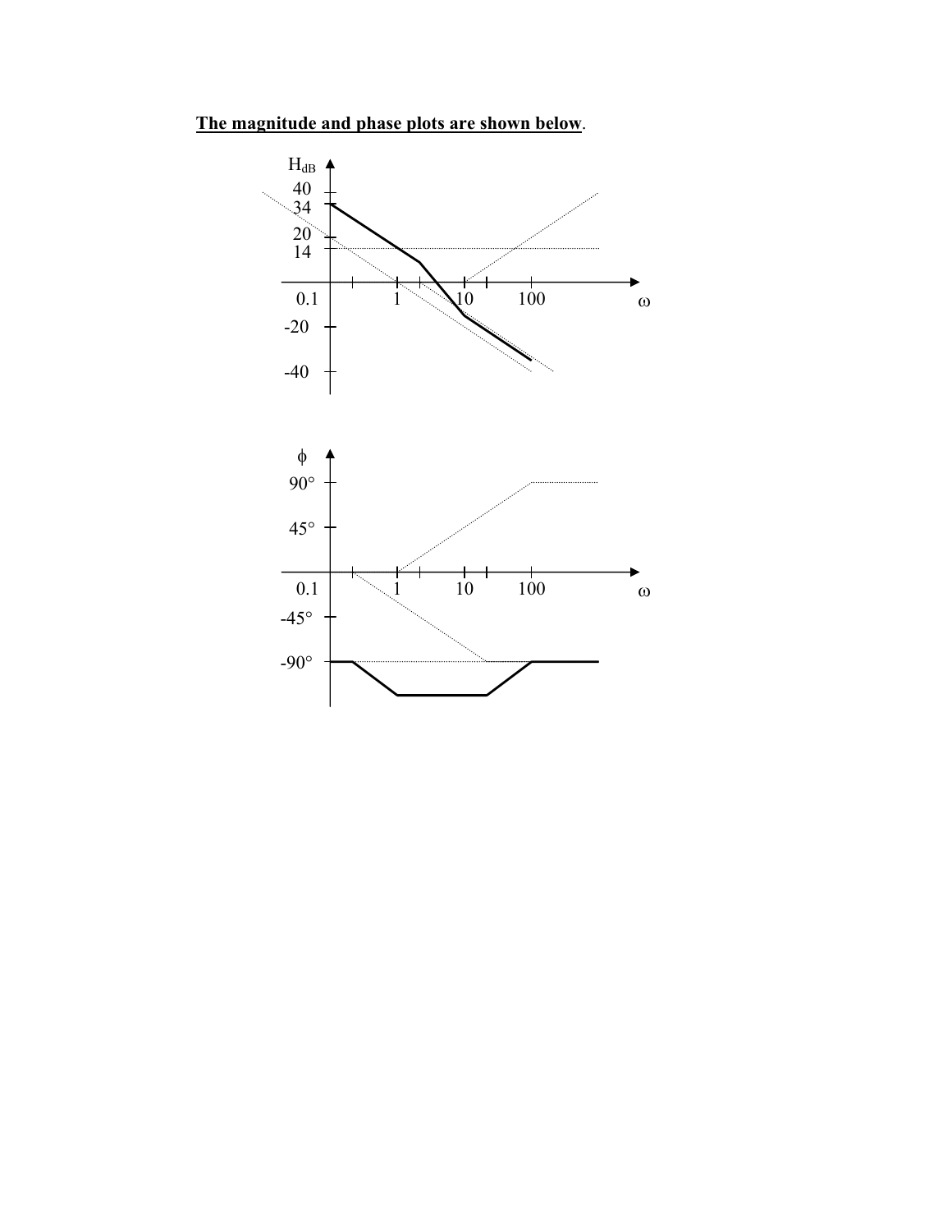**The magnitude and phase plots are shown below**.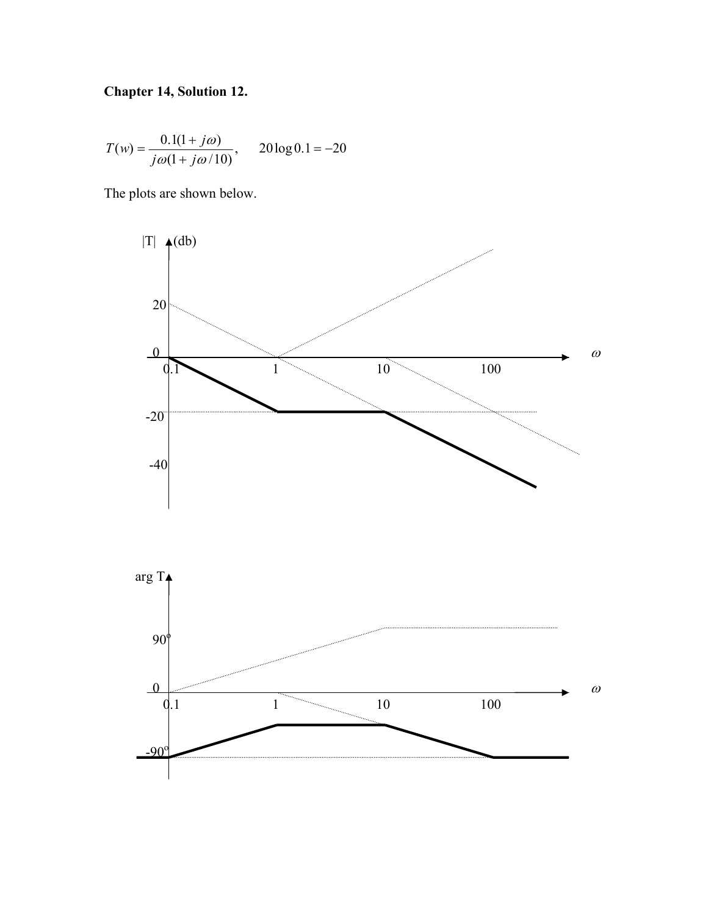**Chapter 14, Solution 12.**

$$T(w) = \frac{0.1(1 + j\omega)}{j\omega(1 + j\omega/10)}, \qquad 20\log 0.1 = -20$$

The plots are shown below.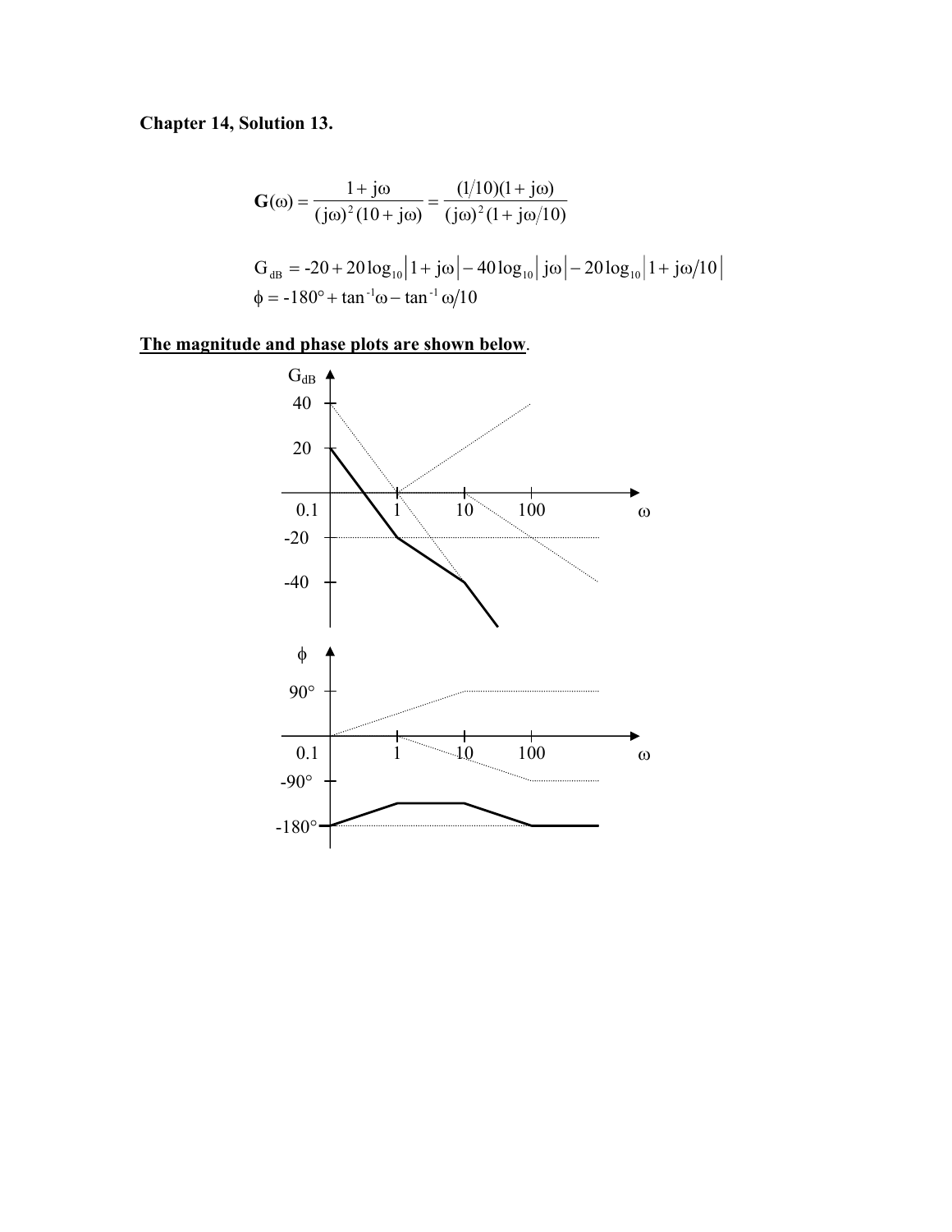**Chapter 14, Solution 13.**

$$\mathbf{G}(\omega) = \frac{1 + j\omega}{(j\omega)^2 (10 + j\omega)} = \frac{(1/10)(1 + j\omega)}{(j\omega)^2 (1 + j\omega/10)}$$

$$G_{dB} = -20 + 20\log_{10}\left|1 + j\omega\right| - 40\log_{10}\left| j\omega\right| - 20\log_{10}\left|1 + j\omega/10\right|$$

$$\phi = -180° + \tan^{-1}\omega - \tan^{-1}\omega/10$$

**<u>The magnitude and phase plots are shown below</u>.**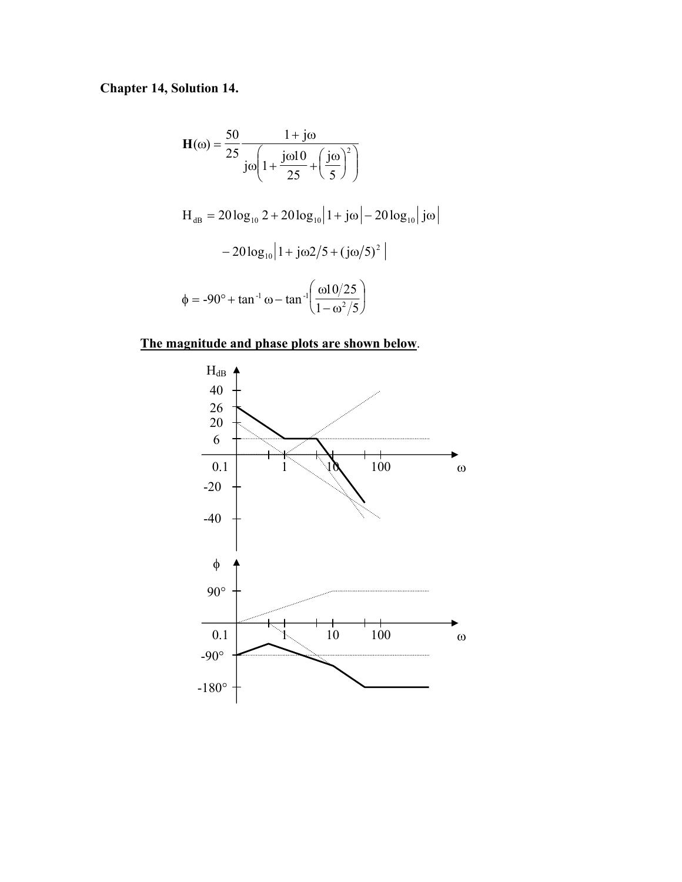**Chapter 14, Solution 14.**

$$\mathbf{H}(\omega) = \frac{50}{25} \frac{1 + j\omega}{j\omega\left(1 + \frac{j\omega 10}{25} + \left(\frac{j\omega}{5}\right)^2\right)}$$

$$H_{dB} = 20\log_{10} 2 + 20\log_{10}\left|1 + j\omega\right| - 20\log_{10}\left|j\omega\right|$$

$$- 20\log_{10}\left|1 + j\omega 2/5 + (j\omega/5)^2\right|$$

$$\phi = -90° + \tan^{-1}\omega - \tan^{-1}\left(\frac{\omega 10/25}{1 - \omega^2/5}\right)$$

**The magnitude and phase plots are shown below**.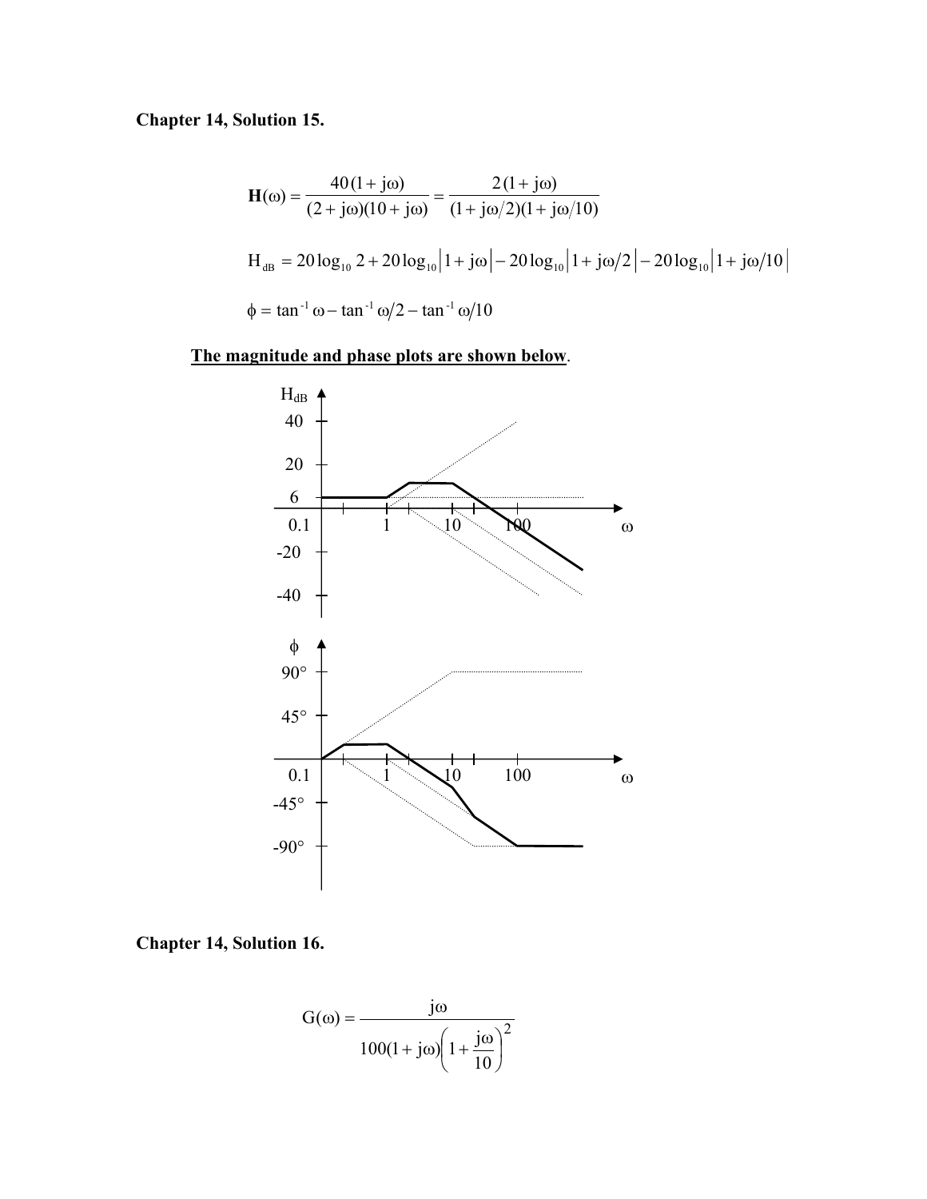**Chapter 14, Solution 15.**

$$\mathbf{H}(\omega) = \frac{40(1+j\omega)}{(2+j\omega)(10+j\omega)} = \frac{2(1+j\omega)}{(1+j\omega/2)(1+j\omega/10)}$$

$$H_{dB} = 20\log_{10} 2 + 20\log_{10}\left|1+j\omega\right| - 20\log_{10}\left|1+j\omega/2\right| - 20\log_{10}\left|1+j\omega/10\right|$$

$$\phi = \tan^{-1}\omega - \tan^{-1}\omega/2 - \tan^{-1}\omega/10$$

<u>**The magnitude and phase plots are shown below**</u>.

**Chapter 14, Solution 16.**

$$G(\omega) = \frac{j\omega}{100(1+j\omega)\left(1+\dfrac{j\omega}{10}\right)^2}$$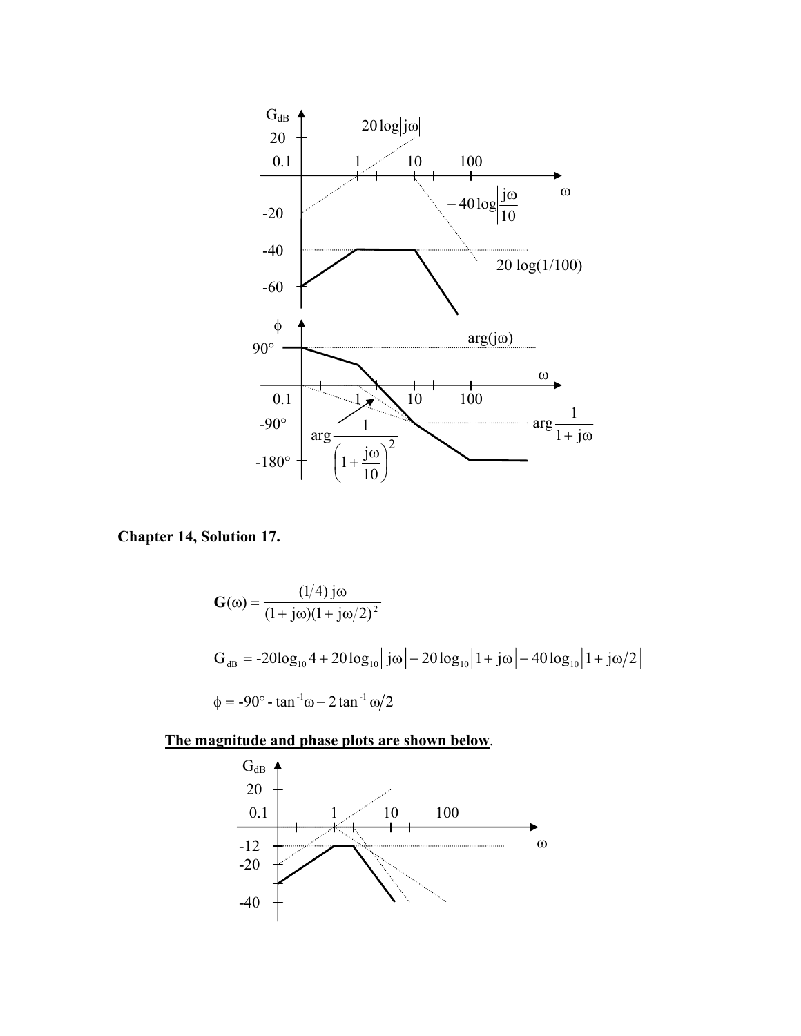## Chapter 14, Solution 17.

$$\mathbf{G}(\omega) = \frac{(1/4)\, j\omega}{(1 + j\omega)(1 + j\omega/2)^2}$$

$$G_{dB} = -20\log_{10} 4 + 20\log_{10}\left| j\omega \right| - 20\log_{10}\left|1 + j\omega\right| - 40\log_{10}\left|1 + j\omega/2\right|$$

$$\phi = -90° - \tan^{-1}\omega - 2\tan^{-1}\omega/2$$

**The magnitude and phase plots are shown below**.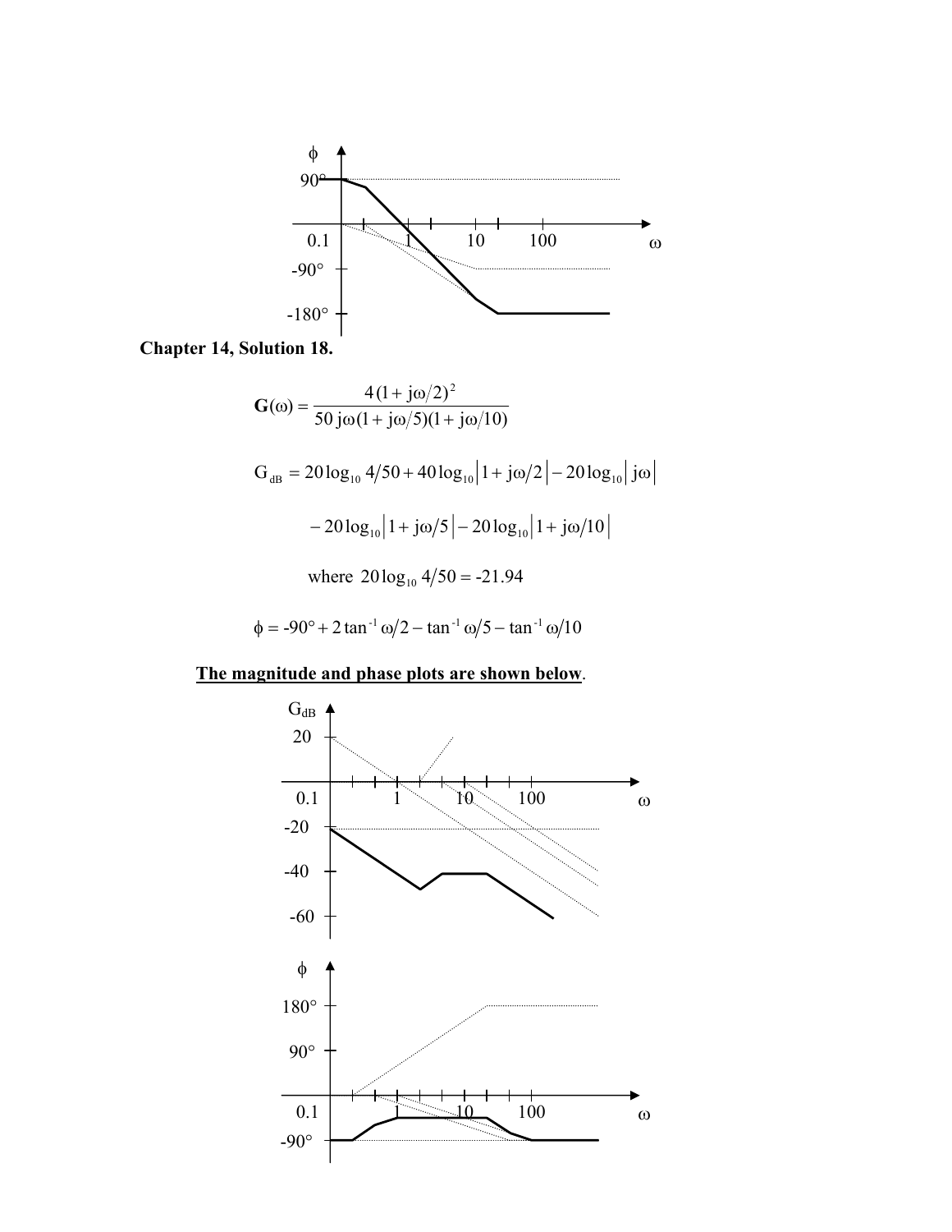**Chapter 14, Solution 18.**

$$\mathbf{G}(\omega) = \frac{4(1 + j\omega/2)^2}{50\, j\omega(1 + j\omega/5)(1 + j\omega/10)}$$

$$G_{dB} = 20\log_{10} 4/50 + 40\log_{10}\left|1 + j\omega/2\right| - 20\log_{10}\left|j\omega\right|$$

$$-20\log_{10}\left|1 + j\omega/5\right| - 20\log_{10}\left|1 + j\omega/10\right|$$

where $20\log_{10} 4/50 = \text{-}21.94$

$$\phi = \text{-}90° + 2\tan^{-1}\omega/2 - \tan^{-1}\omega/5 - \tan^{-1}\omega/10$$

<u>**The magnitude and phase plots are shown below**</u>.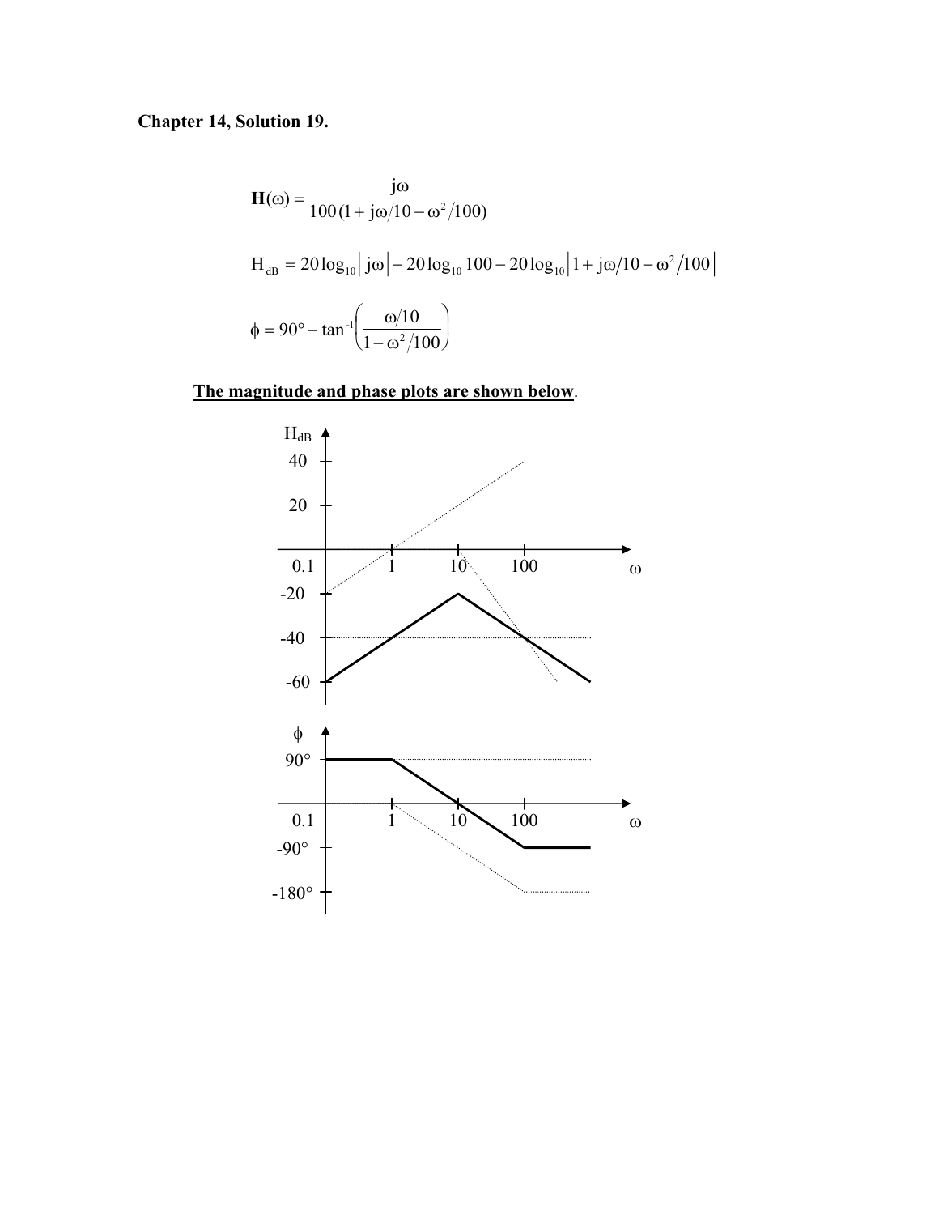**Chapter 14, Solution 19.**

$$\mathbf{H}(\omega) = \frac{j\omega}{100\,(1 + j\omega/10 - \omega^2/100)}$$

$$H_{dB} = 20\log_{10}\left| j\omega \right| - 20\log_{10} 100 - 20\log_{10}\left| 1 + j\omega/10 - \omega^2/100 \right|$$

$$\phi = 90° - \tan^{-1}\left(\frac{\omega/10}{1 - \omega^2/100}\right)$$

<u>**The magnitude and phase plots are shown below**</u>.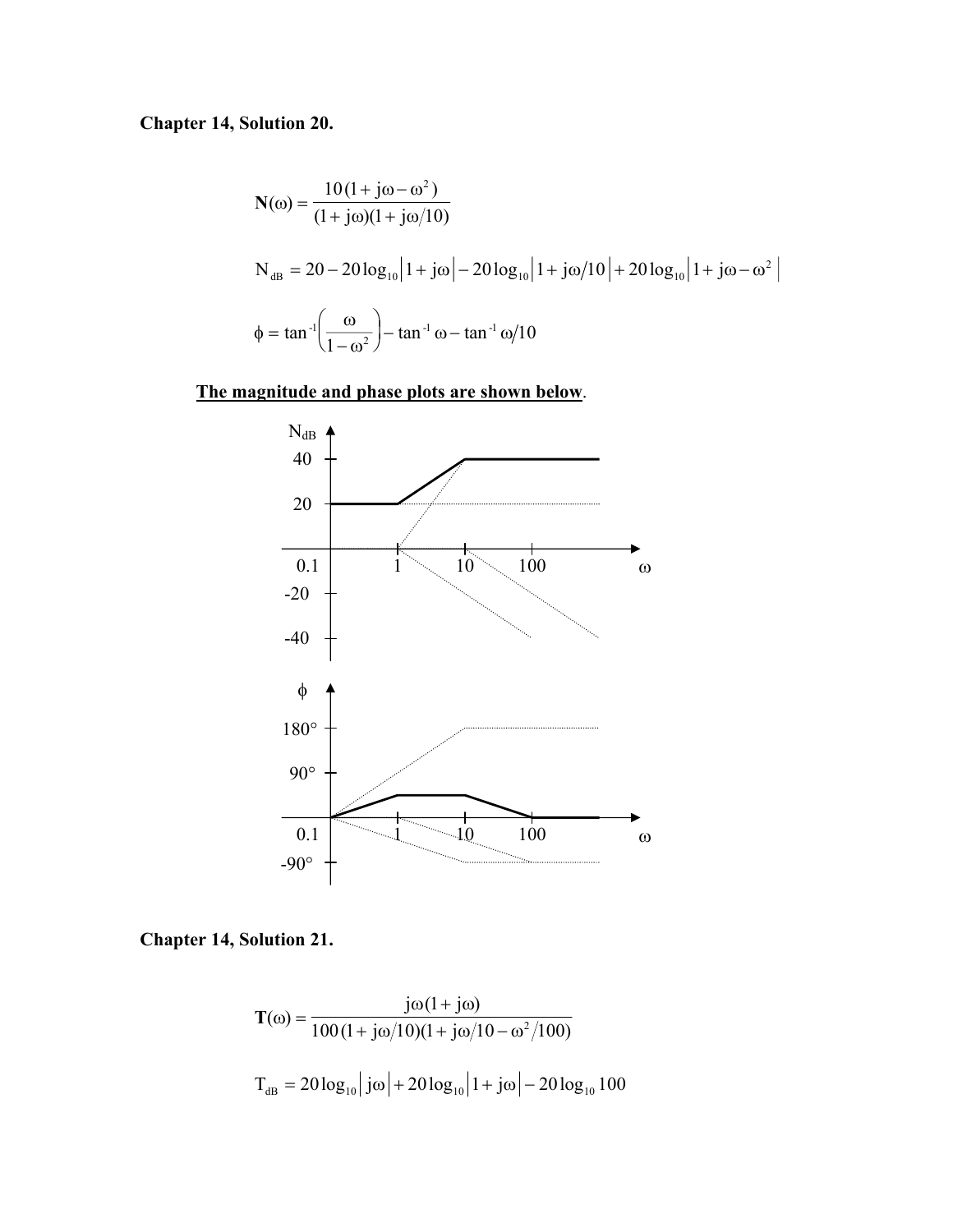**Chapter 14, Solution 20.**

$$\mathbf{N}(\omega) = \frac{10\,(1 + j\omega - \omega^2)}{(1 + j\omega)(1 + j\omega/10)}$$

$$N_{dB} = 20 - 20\log_{10}\left|1 + j\omega\right| - 20\log_{10}\left|1 + j\omega/10\right| + 20\log_{10}\left|1 + j\omega - \omega^2\right|$$

$$\phi = \tan^{-1}\left(\frac{\omega}{1 - \omega^2}\right) - \tan^{-1}\omega - \tan^{-1}\omega/10$$

**The magnitude and phase plots are shown below**.

**Chapter 14, Solution 21.**

$$\mathbf{T}(\omega) = \frac{j\omega(1 + j\omega)}{100\,(1 + j\omega/10)(1 + j\omega/10 - \omega^2/100)}$$

$$T_{dB} = 20\log_{10}\left|j\omega\right| + 20\log_{10}\left|1 + j\omega\right| - 20\log_{10}100$$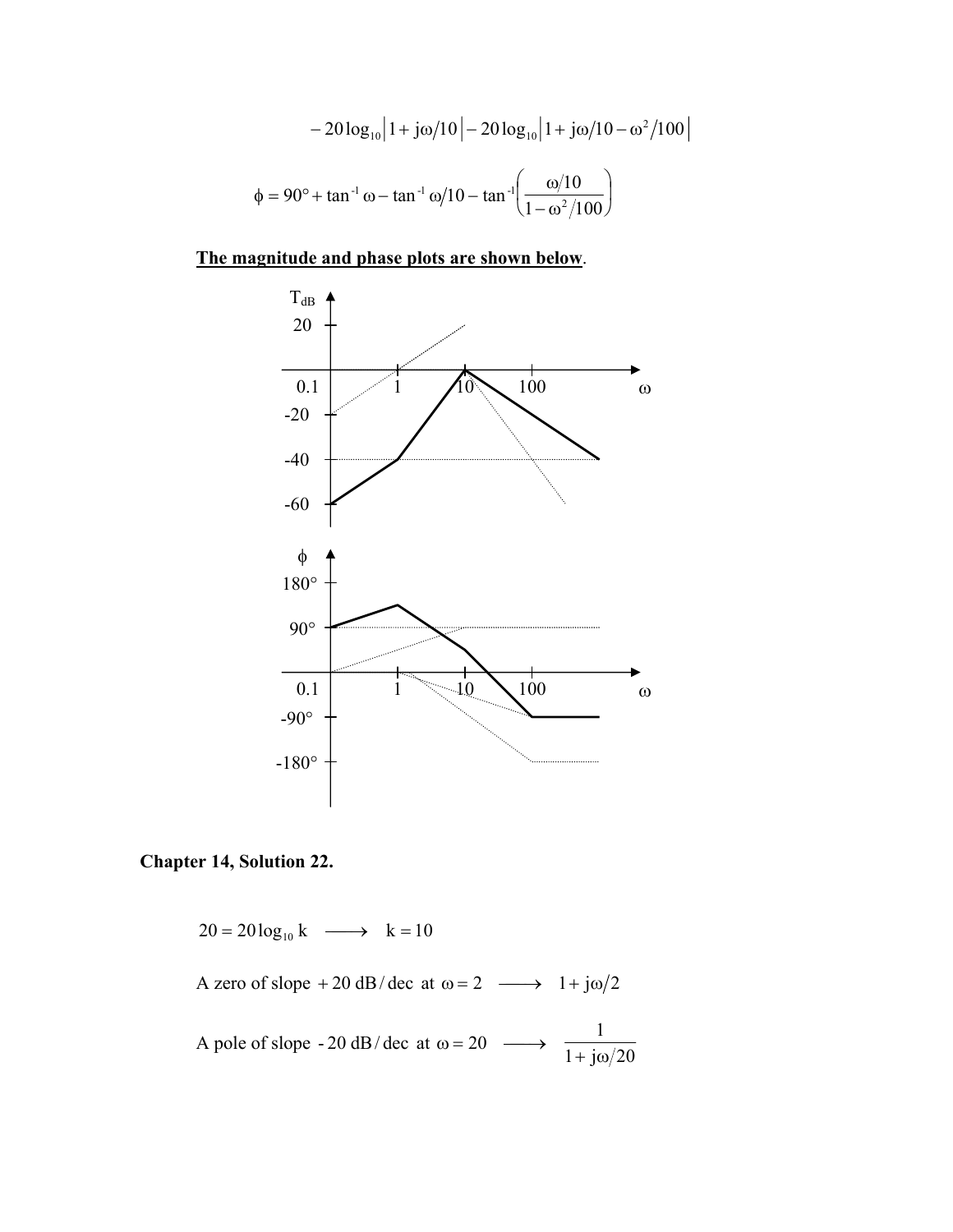$$-20\log_{10}\left|1+j\omega/10\right|-20\log_{10}\left|1+j\omega/10-\omega^2/100\right|$$

$$\phi = 90° + \tan^{-1}\omega - \tan^{-1}\omega/10 - \tan^{-1}\left(\frac{\omega/10}{1-\omega^2/100}\right)$$

**The magnitude and phase plots are shown below**.

## Chapter 14, Solution 22.

$$20 = 20\log_{10} k \quad \longrightarrow \quad k = 10$$

A zero of slope $+20$ dB/dec at $\omega = 2 \quad \longrightarrow \quad 1 + j\omega/2$

A pole of slope $-20$ dB/dec at $\omega = 20 \quad \longrightarrow \quad \dfrac{1}{1 + j\omega/20}$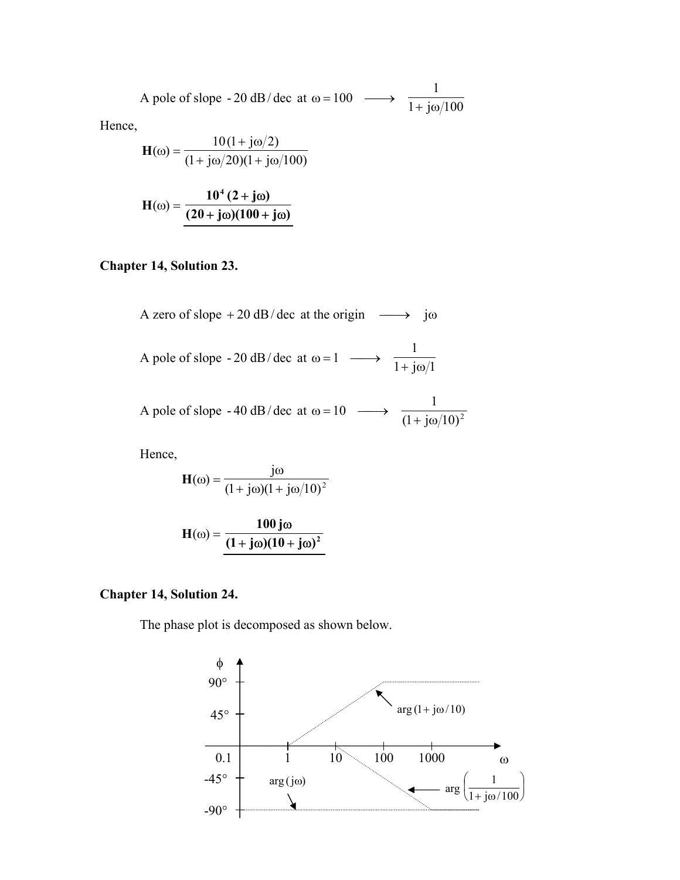A pole of slope $-20$ dB/dec at $\omega = 100 \longrightarrow \dfrac{1}{1 + j\omega/100}$

Hence,

$$\mathbf{H}(\omega) = \frac{10(1 + j\omega/2)}{(1 + j\omega/20)(1 + j\omega/100)}$$

$$\mathbf{H}(\omega) = \underline{\frac{\mathbf{10^4\,(2 + j\omega)}}{\mathbf{(20 + j\omega)(100 + j\omega)}}}$$

**Chapter 14, Solution 23.**

A zero of slope $+20$ dB/dec at the origin $\longrightarrow j\omega$

A pole of slope $-20$ dB/dec at $\omega = 1 \longrightarrow \dfrac{1}{1 + j\omega/1}$

A pole of slope $-40$ dB/dec at $\omega = 10 \longrightarrow \dfrac{1}{(1 + j\omega/10)^2}$

Hence,

$$\mathbf{H}(\omega) = \frac{j\omega}{(1 + j\omega)(1 + j\omega/10)^2}$$

$$\mathbf{H}(\omega) = \underline{\frac{\mathbf{100\,j\omega}}{\mathbf{(1 + j\omega)(10 + j\omega)^2}}}$$

**Chapter 14, Solution 24.**

The phase plot is decomposed as shown below.

$\phi$: 90°, 45°, -45°, -90°; $\omega$: 0.1, 1, 10, 100, 1000

$\arg(1 + j\omega/10)$

$\arg(j\omega)$

$\arg\left(\dfrac{1}{1 + j\omega/100}\right)$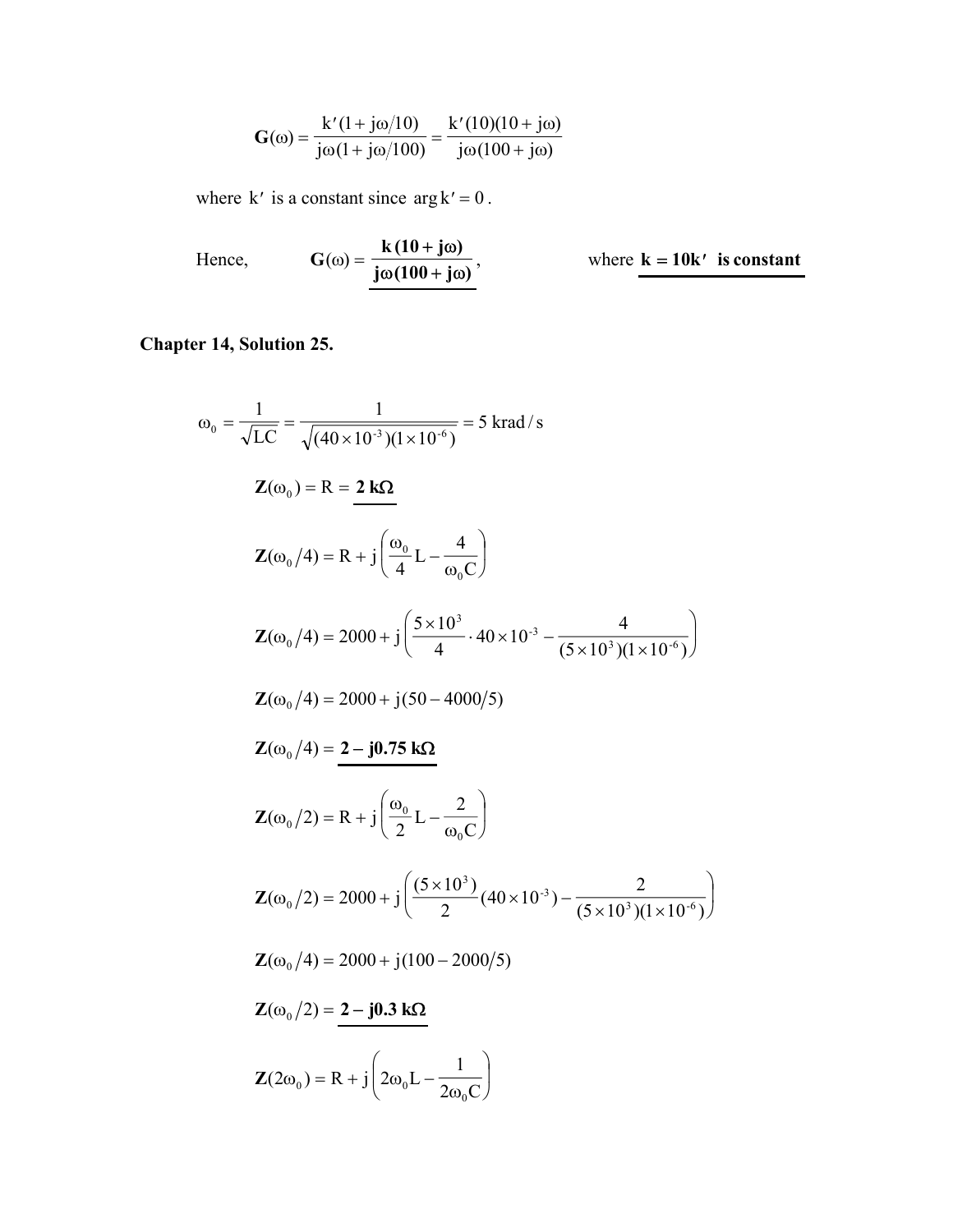$$\mathbf{G}(\omega) = \frac{k'(1 + j\omega/10)}{j\omega(1 + j\omega/100)} = \frac{k'(10)(10 + j\omega)}{j\omega(100 + j\omega)}$$

where $k'$ is a constant since $\arg k' = 0$.

Hence, $\quad \underline{\mathbf{G}(\omega) = \dfrac{\mathbf{k}\,(\mathbf{10} + \mathbf{j}\boldsymbol{\omega})}{\mathbf{j}\boldsymbol{\omega}(\mathbf{100} + \mathbf{j}\boldsymbol{\omega})}}$, $\quad$ where $\underline{\mathbf{k = 10k'} \text{ is constant}}$

**Chapter 14, Solution 25.**

$$\omega_0 = \frac{1}{\sqrt{LC}} = \frac{1}{\sqrt{(40 \times 10^{-3})(1 \times 10^{-6})}} = 5 \text{ krad/s}$$

$$\mathbf{Z}(\omega_0) = R = \underline{\mathbf{2\ k\Omega}}$$

$$\mathbf{Z}(\omega_0/4) = R + j\left(\frac{\omega_0}{4}L - \frac{4}{\omega_0 C}\right)$$

$$\mathbf{Z}(\omega_0/4) = 2000 + j\left(\frac{5 \times 10^3}{4} \cdot 40 \times 10^{-3} - \frac{4}{(5 \times 10^3)(1 \times 10^{-6})}\right)$$

$$\mathbf{Z}(\omega_0/4) = 2000 + j(50 - 4000/5)$$

$$\mathbf{Z}(\omega_0/4) = \underline{\mathbf{2 - j0.75\ k\Omega}}$$

$$\mathbf{Z}(\omega_0/2) = R + j\left(\frac{\omega_0}{2}L - \frac{2}{\omega_0 C}\right)$$

$$\mathbf{Z}(\omega_0/2) = 2000 + j\left(\frac{(5 \times 10^3)}{2}(40 \times 10^{-3}) - \frac{2}{(5 \times 10^3)(1 \times 10^{-6})}\right)$$

$$\mathbf{Z}(\omega_0/4) = 2000 + j(100 - 2000/5)$$

$$\mathbf{Z}(\omega_0/2) = \underline{\mathbf{2 - j0.3\ k\Omega}}$$

$$\mathbf{Z}(2\omega_0) = R + j\left(2\omega_0 L - \frac{1}{2\omega_0 C}\right)$$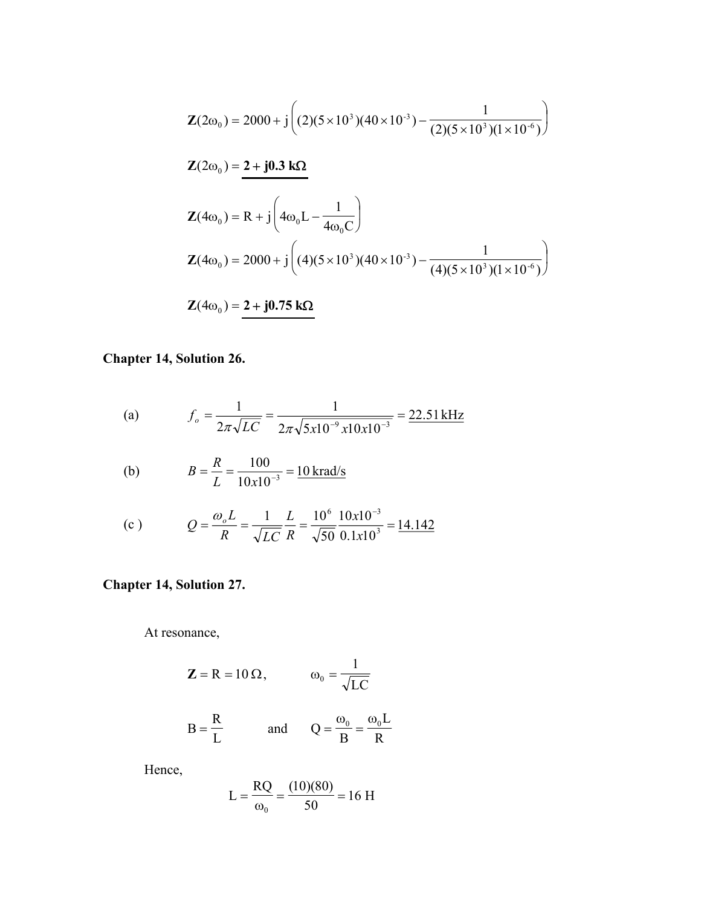$$\mathbf{Z}(2\omega_0) = 2000 + j\left((2)(5\times10^3)(40\times10^{-3}) - \frac{1}{(2)(5\times10^3)(1\times10^{-6})}\right)$$

$$\mathbf{Z}(2\omega_0) = \underline{\mathbf{2 + j0.3\ k\Omega}}$$

$$\mathbf{Z}(4\omega_0) = \mathrm{R} + j\left(4\omega_0\mathrm{L} - \frac{1}{4\omega_0\mathrm{C}}\right)$$

$$\mathbf{Z}(4\omega_0) = 2000 + j\left((4)(5\times10^3)(40\times10^{-3}) - \frac{1}{(4)(5\times10^3)(1\times10^{-6})}\right)$$

$$\mathbf{Z}(4\omega_0) = \underline{\mathbf{2 + j0.75\ k\Omega}}$$

## Chapter 14, Solution 26.

(a) $$f_o = \frac{1}{2\pi\sqrt{LC}} = \frac{1}{2\pi\sqrt{5x10^{-9}\,x10x10^{-3}}} = \underline{22.51\,\text{kHz}}$$

(b) $$B = \frac{R}{L} = \frac{100}{10x10^{-3}} = \underline{10\,\text{krad/s}}$$

(c ) $$Q = \frac{\omega_o L}{R} = \frac{1}{\sqrt{LC}}\frac{L}{R} = \frac{10^6}{\sqrt{50}}\frac{10x10^{-3}}{0.1x10^3} = \underline{14.142}$$

## Chapter 14, Solution 27.

At resonance,

$$\mathbf{Z} = \mathrm{R} = 10\,\Omega, \qquad \omega_0 = \frac{1}{\sqrt{\mathrm{LC}}}$$

$$\mathrm{B} = \frac{\mathrm{R}}{\mathrm{L}} \qquad \text{and} \qquad \mathrm{Q} = \frac{\omega_0}{\mathrm{B}} = \frac{\omega_0 \mathrm{L}}{\mathrm{R}}$$

Hence,

$$\mathrm{L} = \frac{\mathrm{RQ}}{\omega_0} = \frac{(10)(80)}{50} = 16\ \mathrm{H}$$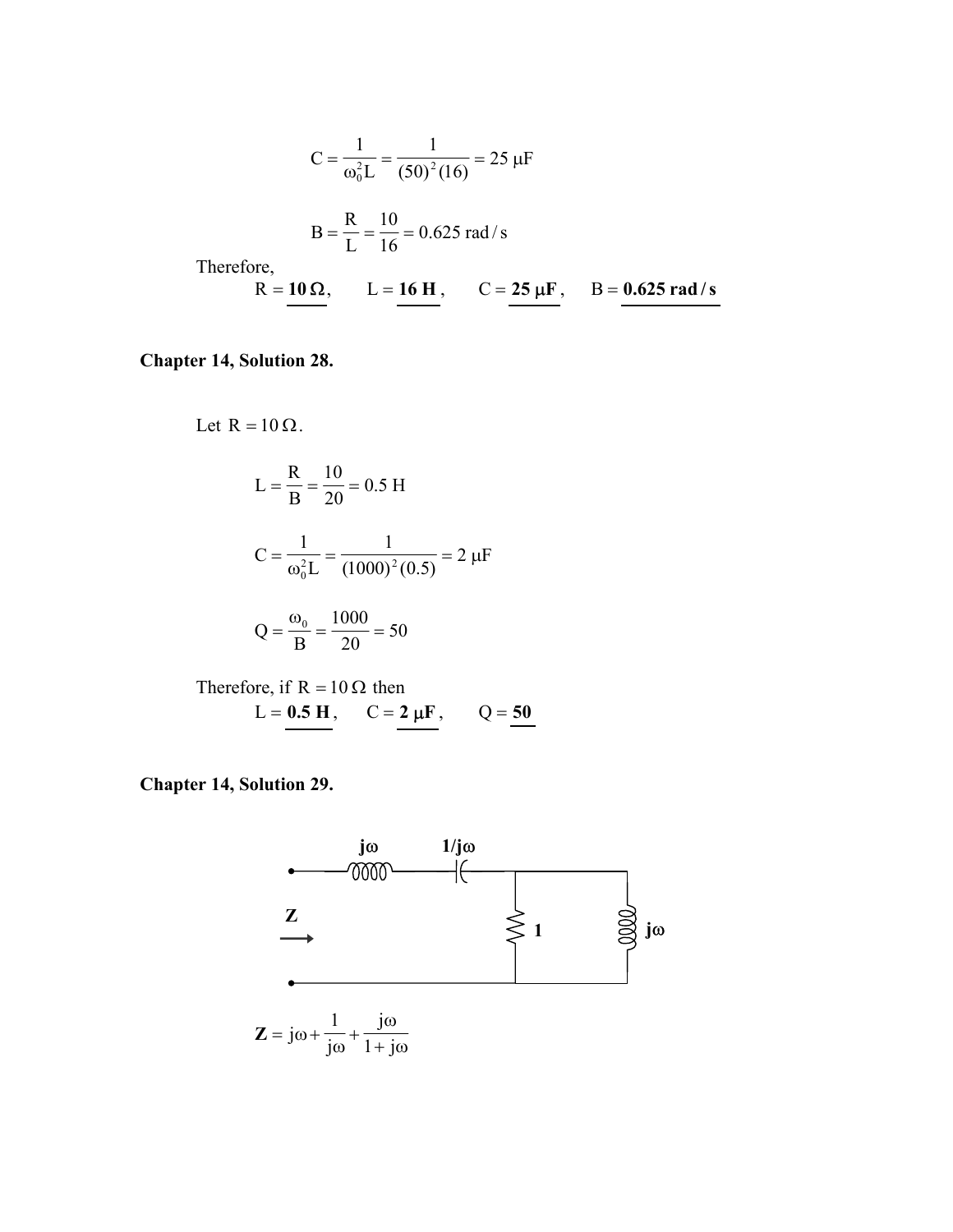$$C = \frac{1}{\omega_0^2 L} = \frac{1}{(50)^2 (16)} = 25\ \mu F$$

$$B = \frac{R}{L} = \frac{10}{16} = 0.625\ \text{rad/s}$$

Therefore,

$R = \mathbf{10\ \Omega}$, $L = \mathbf{16\ H}$, $C = \mathbf{25\ \mu F}$, $B = \mathbf{0.625\ rad/s}$

**Chapter 14, Solution 28.**

Let $R = 10\ \Omega$.

$$L = \frac{R}{B} = \frac{10}{20} = 0.5\ H$$

$$C = \frac{1}{\omega_0^2 L} = \frac{1}{(1000)^2 (0.5)} = 2\ \mu F$$

$$Q = \frac{\omega_0}{B} = \frac{1000}{20} = 50$$

Therefore, if $R = 10\ \Omega$ then

$L = \mathbf{0.5\ H}$, $C = \mathbf{2\ \mu F}$, $Q = \mathbf{50}$

**Chapter 14, Solution 29.**

$$\mathbf{Z} = j\omega + \frac{1}{j\omega} + \frac{j\omega}{1 + j\omega}$$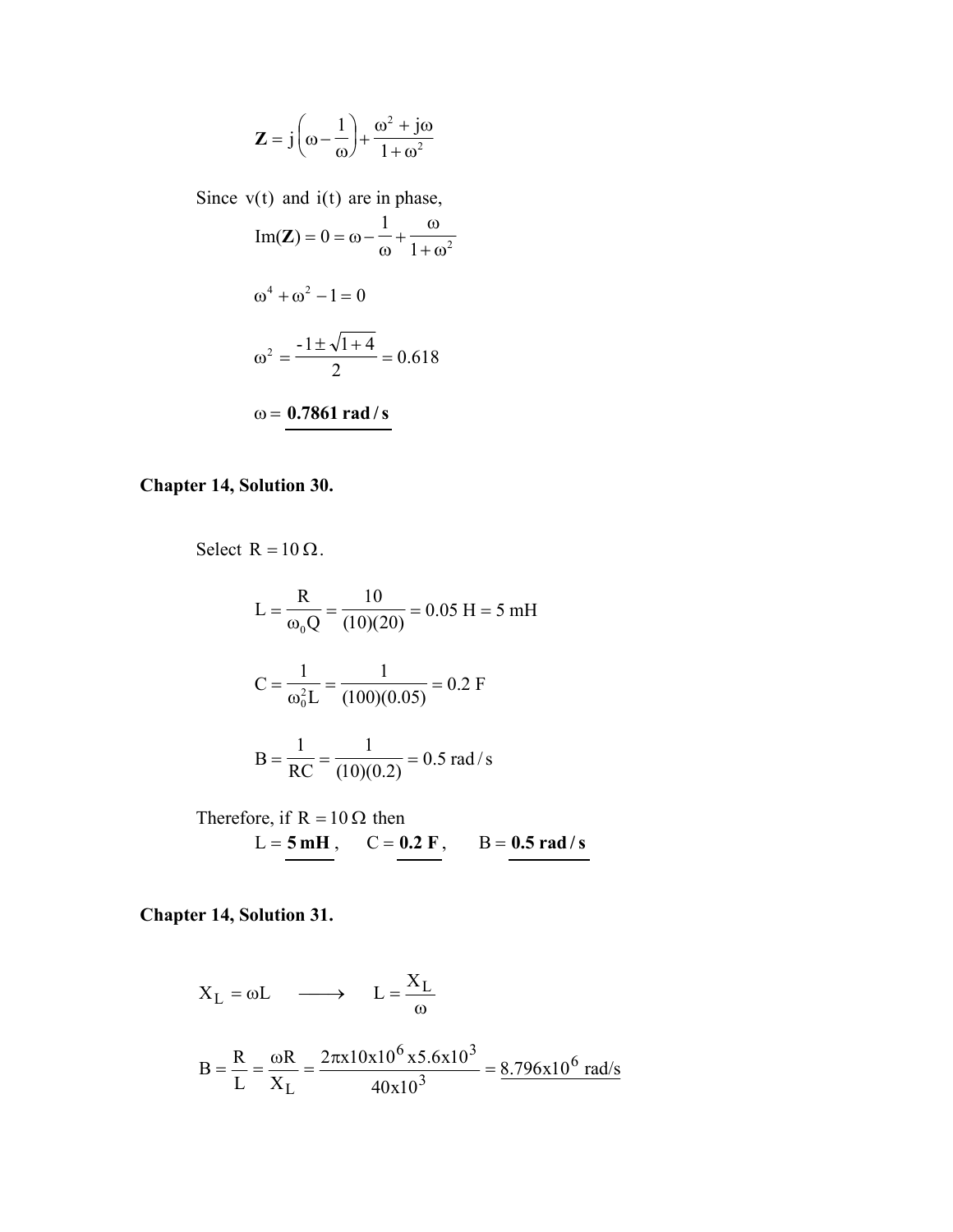$$\mathbf{Z} = j\left(\omega - \frac{1}{\omega}\right) + \frac{\omega^2 + j\omega}{1+\omega^2}$$

Since v(t) and i(t) are in phase,

$$\text{Im}(\mathbf{Z}) = 0 = \omega - \frac{1}{\omega} + \frac{\omega}{1+\omega^2}$$

$$\omega^4 + \omega^2 - 1 = 0$$

$$\omega^2 = \frac{-1 \pm \sqrt{1+4}}{2} = 0.618$$

$$\omega = \underline{\mathbf{0.7861\ rad/s}}$$

**Chapter 14, Solution 30.**

Select $R = 10\,\Omega$.

$$L = \frac{R}{\omega_0 Q} = \frac{10}{(10)(20)} = 0.05\text{ H} = 5\text{ mH}$$

$$C = \frac{1}{\omega_0^2 L} = \frac{1}{(100)(0.05)} = 0.2\text{ F}$$

$$B = \frac{1}{RC} = \frac{1}{(10)(0.2)} = 0.5\text{ rad/s}$$

Therefore, if $R = 10\,\Omega$ then

$L = \underline{\mathbf{5\ mH}}$, $C = \underline{\mathbf{0.2\ F}}$, $B = \underline{\mathbf{0.5\ rad/s}}$

**Chapter 14, Solution 31.**

$$X_L = \omega L \quad \longrightarrow \quad L = \frac{X_L}{\omega}$$

$$B = \frac{R}{L} = \frac{\omega R}{X_L} = \frac{2\pi x 10 x 10^6 x 5.6 x 10^3}{40 x 10^3} = \underline{8.796 x 10^6\text{ rad/s}}$$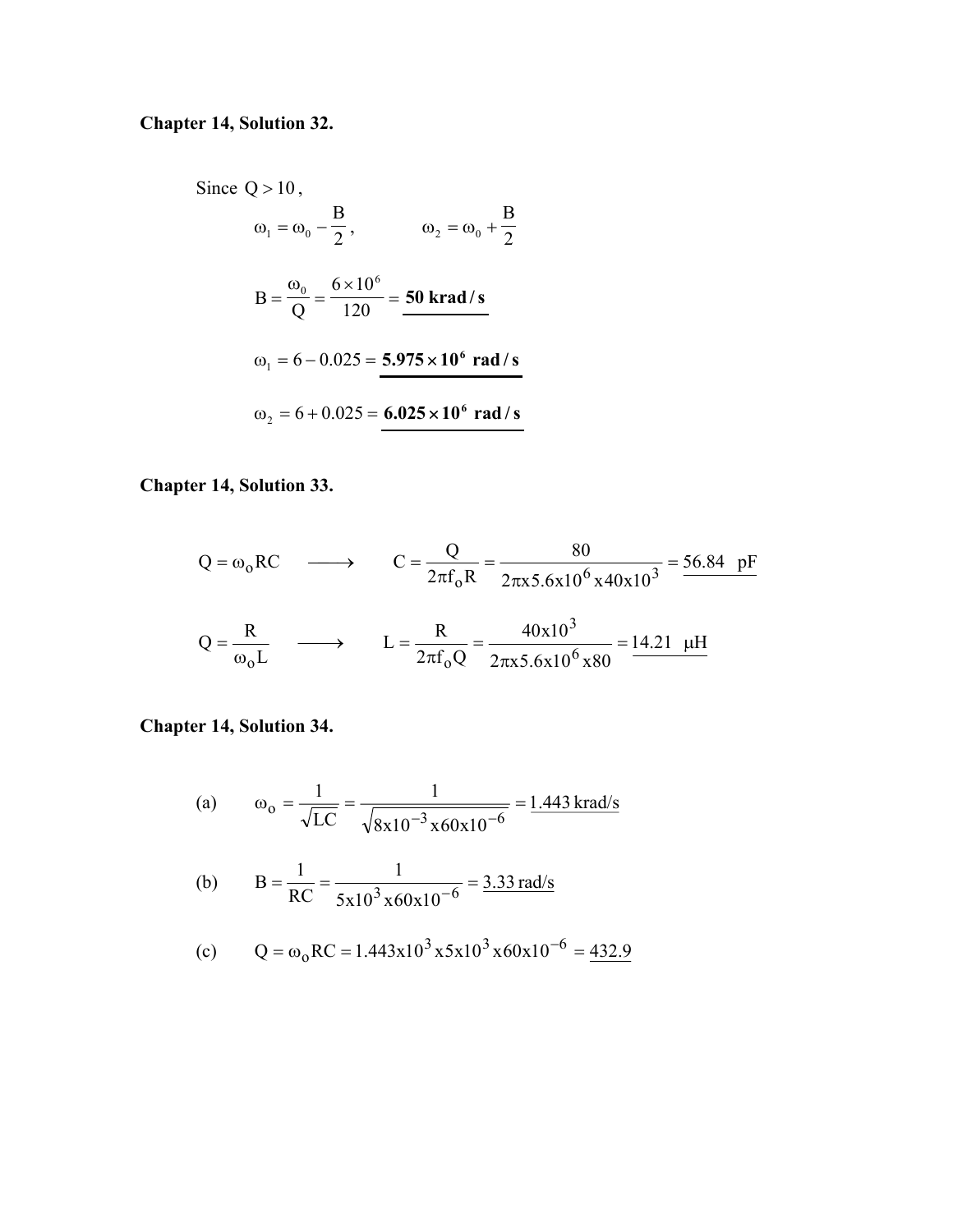**Chapter 14, Solution 32.**

Since $Q > 10$,

$$\omega_1 = \omega_0 - \frac{B}{2}, \qquad \omega_2 = \omega_0 + \frac{B}{2}$$

$$B = \frac{\omega_0}{Q} = \frac{6 \times 10^6}{120} = \underline{\mathbf{50\ krad/s}}$$

$$\omega_1 = 6 - 0.025 = \underline{\mathbf{5.975 \times 10^6\ rad/s}}$$

$$\omega_2 = 6 + 0.025 = \underline{\mathbf{6.025 \times 10^6\ rad/s}}$$

**Chapter 14, Solution 33.**

$$Q = \omega_o RC \quad \longrightarrow \quad C = \frac{Q}{2\pi f_o R} = \frac{80}{2\pi x 5.6x10^6 x 40x10^3} = \underline{56.84\ \ pF}$$

$$Q = \frac{R}{\omega_o L} \quad \longrightarrow \quad L = \frac{R}{2\pi f_o Q} = \frac{40x10^3}{2\pi x 5.6x10^6 x 80} = \underline{14.21\ \ \mu H}$$

**Chapter 14, Solution 34.**

(a) $$\omega_o = \frac{1}{\sqrt{LC}} = \frac{1}{\sqrt{8x10^{-3} x 60x10^{-6}}} = \underline{1.443\,krad/s}$$

(b) $$B = \frac{1}{RC} = \frac{1}{5x10^3 x 60x10^{-6}} = \underline{3.33\,rad/s}$$

(c) $$Q = \omega_o RC = 1.443x10^3 x 5x10^3 x 60x10^{-6} = \underline{432.9}$$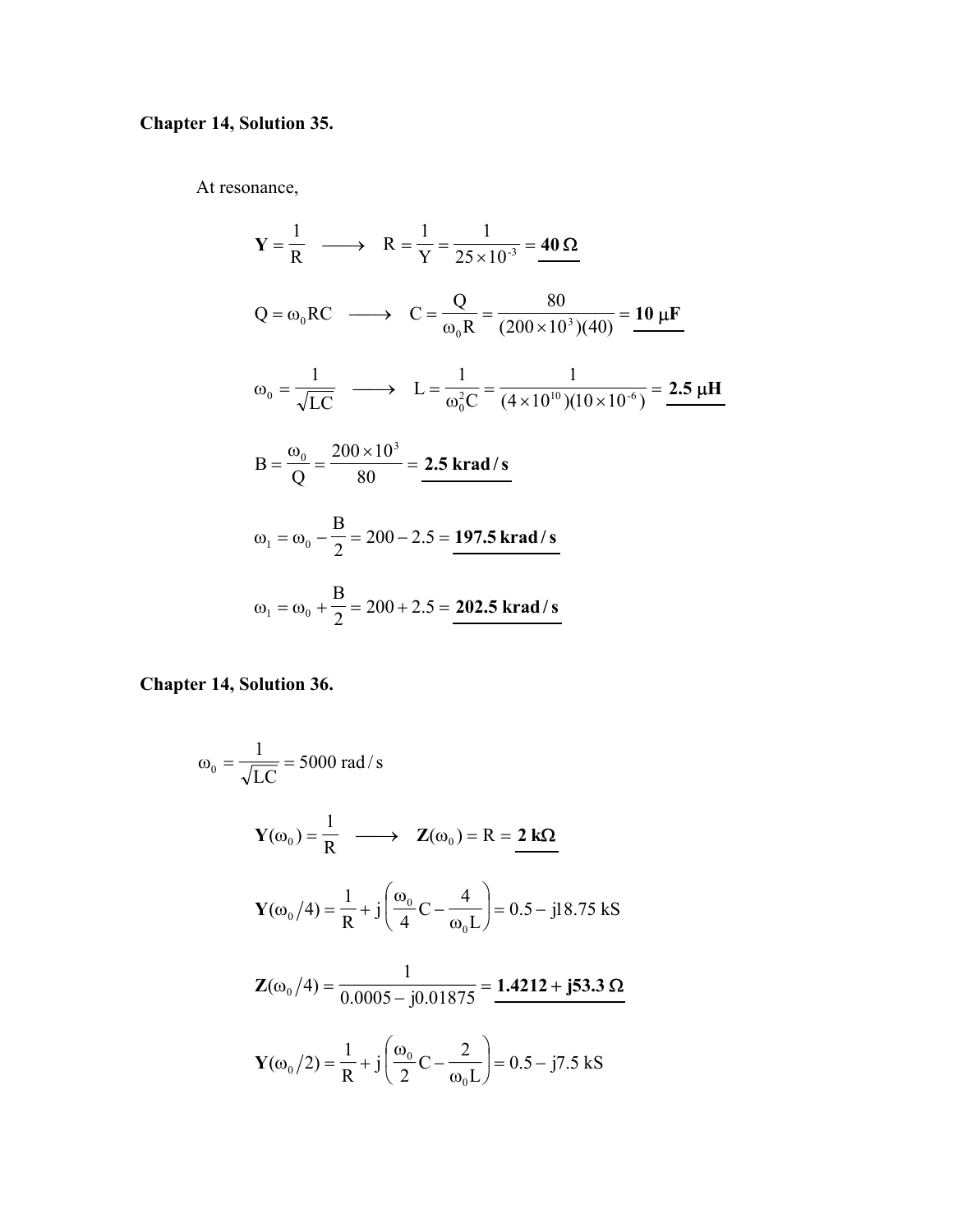**Chapter 14, Solution 35.**

At resonance,

$$\mathbf{Y} = \frac{1}{R} \quad \longrightarrow \quad R = \frac{1}{Y} = \frac{1}{25 \times 10^{-3}} = \underline{\mathbf{40\ \Omega}}$$

$$Q = \omega_0 RC \quad \longrightarrow \quad C = \frac{Q}{\omega_0 R} = \frac{80}{(200 \times 10^3)(40)} = \underline{\mathbf{10\ \mu F}}$$

$$\omega_0 = \frac{1}{\sqrt{LC}} \quad \longrightarrow \quad L = \frac{1}{\omega_0^2 C} = \frac{1}{(4 \times 10^{10})(10 \times 10^{-6})} = \underline{\mathbf{2.5\ \mu H}}$$

$$B = \frac{\omega_0}{Q} = \frac{200 \times 10^3}{80} = \underline{\mathbf{2.5\ krad/s}}$$

$$\omega_1 = \omega_0 - \frac{B}{2} = 200 - 2.5 = \underline{\mathbf{197.5\ krad/s}}$$

$$\omega_1 = \omega_0 + \frac{B}{2} = 200 + 2.5 = \underline{\mathbf{202.5\ krad/s}}$$

**Chapter 14, Solution 36.**

$$\omega_0 = \frac{1}{\sqrt{LC}} = 5000\ \text{rad/s}$$

$$\mathbf{Y}(\omega_0) = \frac{1}{R} \quad \longrightarrow \quad \mathbf{Z}(\omega_0) = R = \underline{\mathbf{2\ k\Omega}}$$

$$\mathbf{Y}(\omega_0/4) = \frac{1}{R} + j\left(\frac{\omega_0}{4}C - \frac{4}{\omega_0 L}\right) = 0.5 - j18.75\ \text{kS}$$

$$\mathbf{Z}(\omega_0/4) = \frac{1}{0.0005 - j0.01875} = \underline{\mathbf{1.4212 + j53.3\ \Omega}}$$

$$\mathbf{Y}(\omega_0/2) = \frac{1}{R} + j\left(\frac{\omega_0}{2}C - \frac{2}{\omega_0 L}\right) = 0.5 - j7.5\ \text{kS}$$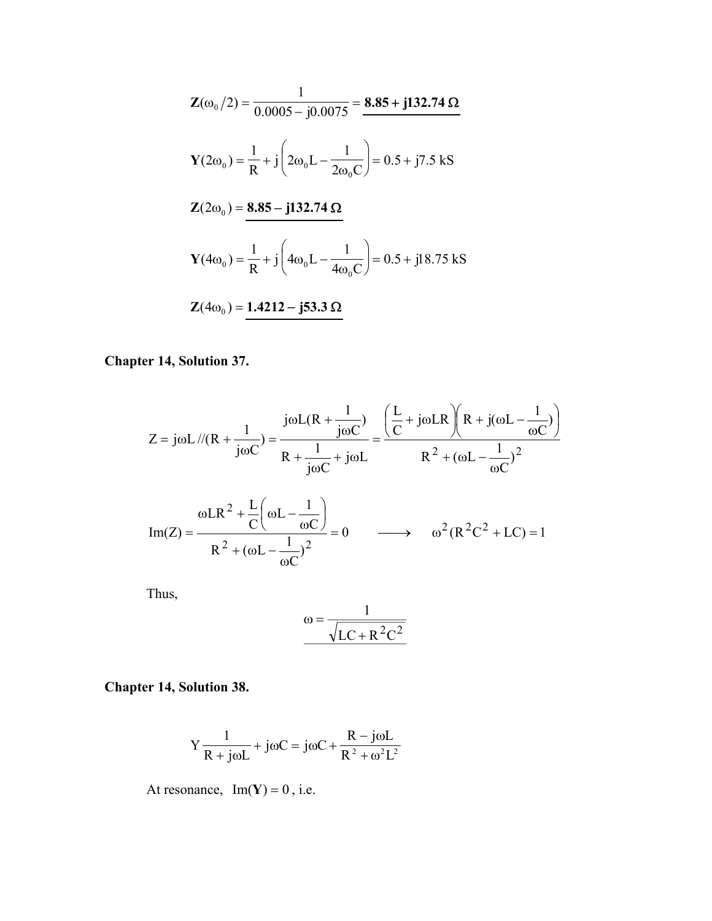$$\mathbf{Z}(\omega_0/2) = \frac{1}{0.0005 - j0.0075} = \underline{\mathbf{8.85 + j132.74\ \Omega}}$$

$$\mathbf{Y}(2\omega_0) = \frac{1}{R} + j\left(2\omega_0 L - \frac{1}{2\omega_0 C}\right) = 0.5 + j7.5\ \text{kS}$$

$$\mathbf{Z}(2\omega_0) = \underline{\mathbf{8.85 - j132.74\ \Omega}}$$

$$\mathbf{Y}(4\omega_0) = \frac{1}{R} + j\left(4\omega_0 L - \frac{1}{4\omega_0 C}\right) = 0.5 + j18.75\ \text{kS}$$

$$\mathbf{Z}(4\omega_0) = \underline{\mathbf{1.4212 - j53.3\ \Omega}}$$

**Chapter 14, Solution 37.**

$$Z = j\omega L // (R + \frac{1}{j\omega C}) = \frac{j\omega L(R + \frac{1}{j\omega C})}{R + \frac{1}{j\omega C} + j\omega L} = \frac{\left(\frac{L}{C} + j\omega LR\right)\left(R + j(\omega L - \frac{1}{\omega C})\right)}{R^2 + (\omega L - \frac{1}{\omega C})^2}$$

$$\text{Im}(Z) = \frac{\omega LR^2 + \frac{L}{C}\left(\omega L - \frac{1}{\omega C}\right)}{R^2 + (\omega L - \frac{1}{\omega C})^2} = 0 \qquad \longrightarrow \qquad \omega^2(R^2C^2 + LC) = 1$$

Thus,

$$\underline{\omega = \frac{1}{\sqrt{LC + R^2C^2}}}$$

**Chapter 14, Solution 38.**

$$Y\frac{1}{R + j\omega L} + j\omega C = j\omega C + \frac{R - j\omega L}{R^2 + \omega^2 L^2}$$

At resonance, $\text{Im}(\mathbf{Y}) = 0$, i.e.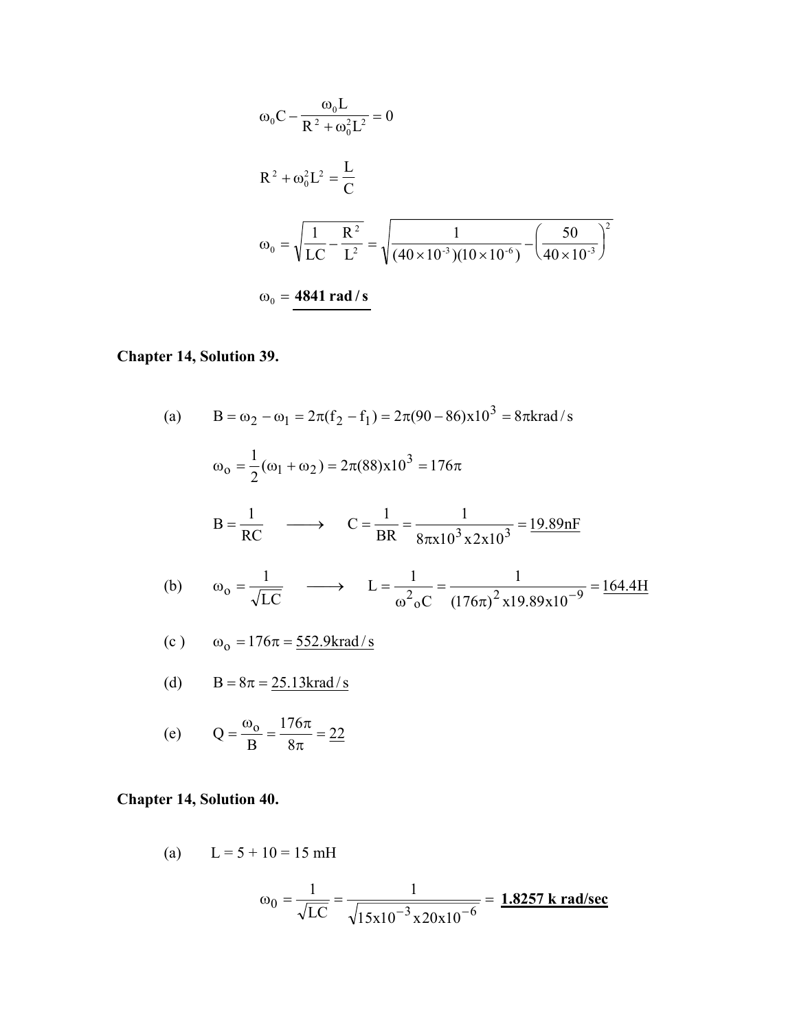$$\omega_0 C - \frac{\omega_0 L}{R^2 + \omega_0^2 L^2} = 0$$

$$R^2 + \omega_0^2 L^2 = \frac{L}{C}$$

$$\omega_0 = \sqrt{\frac{1}{LC} - \frac{R^2}{L^2}} = \sqrt{\frac{1}{(40\times10^{-3})(10\times10^{-6})} - \left(\frac{50}{40\times10^{-3}}\right)^2}$$

$$\omega_0 = \underline{\mathbf{4841\ rad/s}}$$

## Chapter 14, Solution 39.

(a) $$B = \omega_2 - \omega_1 = 2\pi(f_2 - f_1) = 2\pi(90-86)\text{x}10^3 = 8\pi\text{krad/s}$$

$$\omega_o = \frac{1}{2}(\omega_1 + \omega_2) = 2\pi(88)\text{x}10^3 = 176\pi$$

$$B = \frac{1}{RC} \quad \longrightarrow \quad C = \frac{1}{BR} = \frac{1}{8\pi\text{x}10^3\text{x}2\text{x}10^3} = \underline{19.89\text{nF}}$$

(b) $$\omega_o = \frac{1}{\sqrt{LC}} \quad \longrightarrow \quad L = \frac{1}{\omega^2{}_o C} = \frac{1}{(176\pi)^2\text{x}19.89\text{x}10^{-9}} = \underline{164.4\text{H}}$$

(c) $$\omega_o = 176\pi = \underline{552.9\text{krad/s}}$$

(d) $$B = 8\pi = \underline{25.13\text{krad/s}}$$

(e) $$Q = \frac{\omega_o}{B} = \frac{176\pi}{8\pi} = \underline{22}$$

## Chapter 14, Solution 40.

(a) $L = 5 + 10 = 15$ mH

$$\omega_0 = \frac{1}{\sqrt{LC}} = \frac{1}{\sqrt{15\text{x}10^{-3}\text{x}20\text{x}10^{-6}}} = \underline{\mathbf{1.8257\ k\ rad/sec}}$$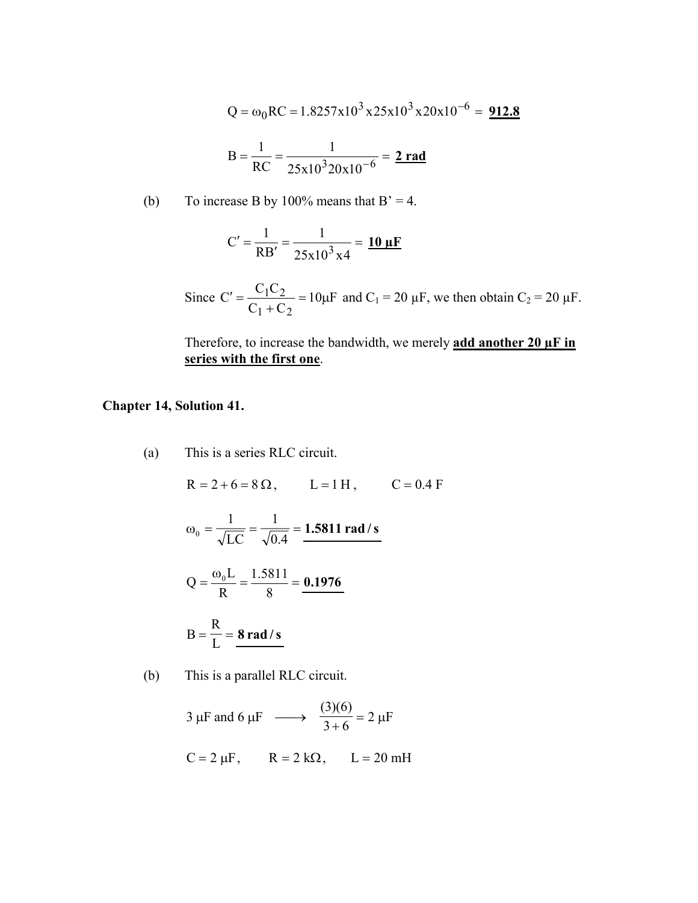$$Q = \omega_0 RC = 1.8257x10^3 x25x10^3 x20x10^{-6} = \underline{\mathbf{912.8}}$$

$$B = \frac{1}{RC} = \frac{1}{25x10^3 20x10^{-6}} = \underline{\mathbf{2\ rad}}$$

(b) To increase B by 100% means that B' = 4.

$$C' = \frac{1}{RB'} = \frac{1}{25x10^3 x4} = \underline{\mathbf{10\ \mu F}}$$

Since $C' = \frac{C_1 C_2}{C_1 + C_2} = 10\mu F$ and $C_1 = 20\ \mu F$, we then obtain $C_2 = 20\ \mu F$.

Therefore, to increase the bandwidth, we merely **add another 20 μF in series with the first one**.

**Chapter 14, Solution 41.**

(a) This is a series RLC circuit.

$$R = 2 + 6 = 8\,\Omega, \qquad L = 1\,H, \qquad C = 0.4\,F$$

$$\omega_0 = \frac{1}{\sqrt{LC}} = \frac{1}{\sqrt{0.4}} = \underline{\mathbf{1.5811\ rad/s}}$$

$$Q = \frac{\omega_0 L}{R} = \frac{1.5811}{8} = \underline{\mathbf{0.1976}}$$

$$B = \frac{R}{L} = \underline{\mathbf{8\ rad/s}}$$

(b) This is a parallel RLC circuit.

$$3\ \mu F \text{ and } 6\ \mu F \longrightarrow \frac{(3)(6)}{3+6} = 2\ \mu F$$

$$C = 2\ \mu F, \qquad R = 2\ k\Omega, \qquad L = 20\ mH$$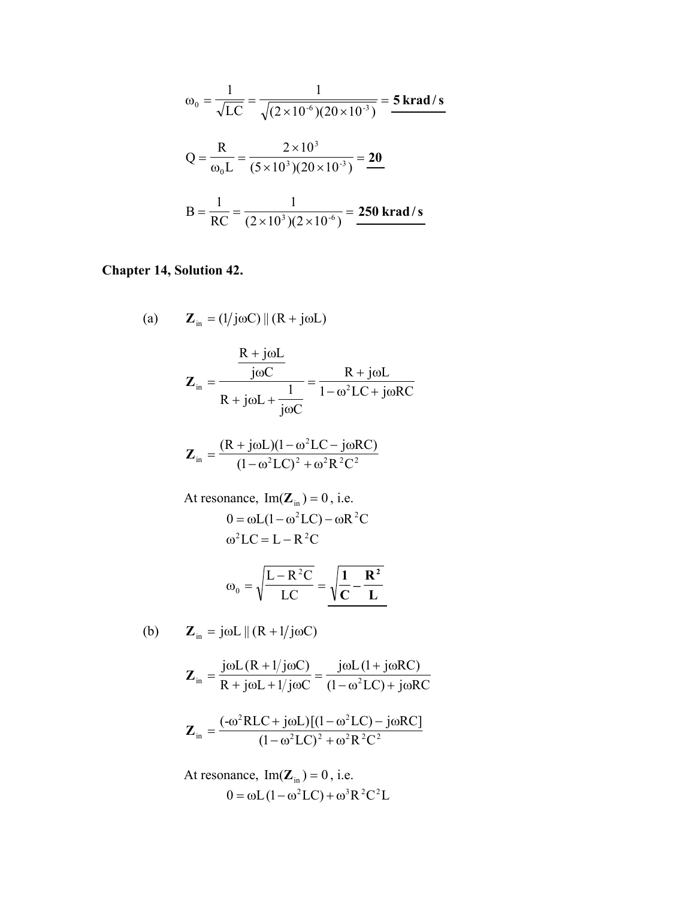$$\omega_0 = \frac{1}{\sqrt{LC}} = \frac{1}{\sqrt{(2\times10^{-6})(20\times10^{-3})}} = \underline{\mathbf{5\ krad/s}}$$

$$Q = \frac{R}{\omega_0 L} = \frac{2\times10^{3}}{(5\times10^{3})(20\times10^{-3})} = \underline{\mathbf{20}}$$

$$B = \frac{1}{RC} = \frac{1}{(2\times10^{3})(2\times10^{-6})} = \underline{\mathbf{250\ krad/s}}$$

**Chapter 14, Solution 42.**

(a) $\mathbf{Z}_{in} = (1/j\omega C)\,||\,(R + j\omega L)$

$$\mathbf{Z}_{in} = \frac{\dfrac{R + j\omega L}{j\omega C}}{R + j\omega L + \dfrac{1}{j\omega C}} = \frac{R + j\omega L}{1 - \omega^2 LC + j\omega RC}$$

$$\mathbf{Z}_{in} = \frac{(R + j\omega L)(1 - \omega^2 LC - j\omega RC)}{(1 - \omega^2 LC)^2 + \omega^2 R^2 C^2}$$

At resonance, $\text{Im}(\mathbf{Z}_{in}) = 0$, i.e.

$$0 = \omega L(1 - \omega^2 LC) - \omega R^2 C$$

$$\omega^2 LC = L - R^2 C$$

$$\omega_0 = \sqrt{\frac{L - R^2 C}{LC}} = \underline{\sqrt{\frac{\mathbf{1}}{\mathbf{C}} - \frac{\mathbf{R^2}}{\mathbf{L}}}}$$

(b) $\mathbf{Z}_{in} = j\omega L\,||\,(R + 1/j\omega C)$

$$\mathbf{Z}_{in} = \frac{j\omega L\,(R + 1/j\omega C)}{R + j\omega L + 1/j\omega C} = \frac{j\omega L\,(1 + j\omega RC)}{(1 - \omega^2 LC) + j\omega RC}$$

$$\mathbf{Z}_{in} = \frac{(-\omega^2 RLC + j\omega L)[(1 - \omega^2 LC) - j\omega RC]}{(1 - \omega^2 LC)^2 + \omega^2 R^2 C^2}$$

At resonance, $\text{Im}(\mathbf{Z}_{in}) = 0$, i.e.

$$0 = \omega L\,(1 - \omega^2 LC) + \omega^3 R^2 C^2 L$$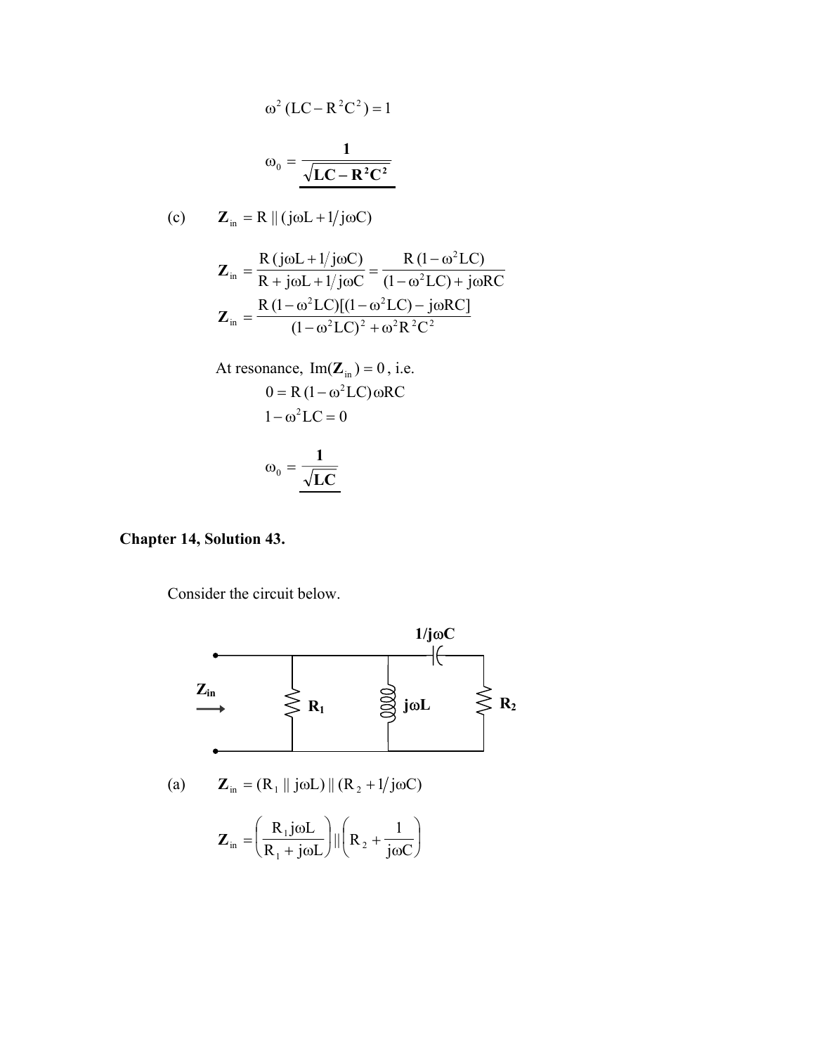$$\omega^2 (LC - R^2C^2) = 1$$

$$\omega_0 = \underline{\frac{\mathbf{1}}{\sqrt{\mathbf{LC - R^2C^2}}}}$$

(c) $\quad \mathbf{Z}_{in} = R \,||\, (j\omega L + 1/j\omega C)$

$$\mathbf{Z}_{in} = \frac{R\,(j\omega L + 1/j\omega C)}{R + j\omega L + 1/j\omega C} = \frac{R\,(1 - \omega^2 LC)}{(1 - \omega^2 LC) + j\omega RC}$$

$$\mathbf{Z}_{in} = \frac{R\,(1 - \omega^2 LC)[(1 - \omega^2 LC) - j\omega RC]}{(1 - \omega^2 LC)^2 + \omega^2 R^2 C^2}$$

At resonance, $\text{Im}(\mathbf{Z}_{in}) = 0$, i.e.

$$0 = R\,(1 - \omega^2 LC)\,\omega RC$$

$$1 - \omega^2 LC = 0$$

$$\omega_0 = \underline{\frac{\mathbf{1}}{\sqrt{\mathbf{LC}}}}$$

**Chapter 14, Solution 43.**

Consider the circuit below.

(Circuit: $\mathbf{Z_{in}}$ looking into $R_1$ in parallel with $j\omega L$, in parallel with the series combination of $1/j\omega C$ and $R_2$.)

(a) $\quad \mathbf{Z}_{in} = (R_1 \,||\, j\omega L) \,||\, (R_2 + 1/j\omega C)$

$$\mathbf{Z}_{in} = \left( \frac{R_1 j\omega L}{R_1 + j\omega L} \right) || \left( R_2 + \frac{1}{j\omega C} \right)$$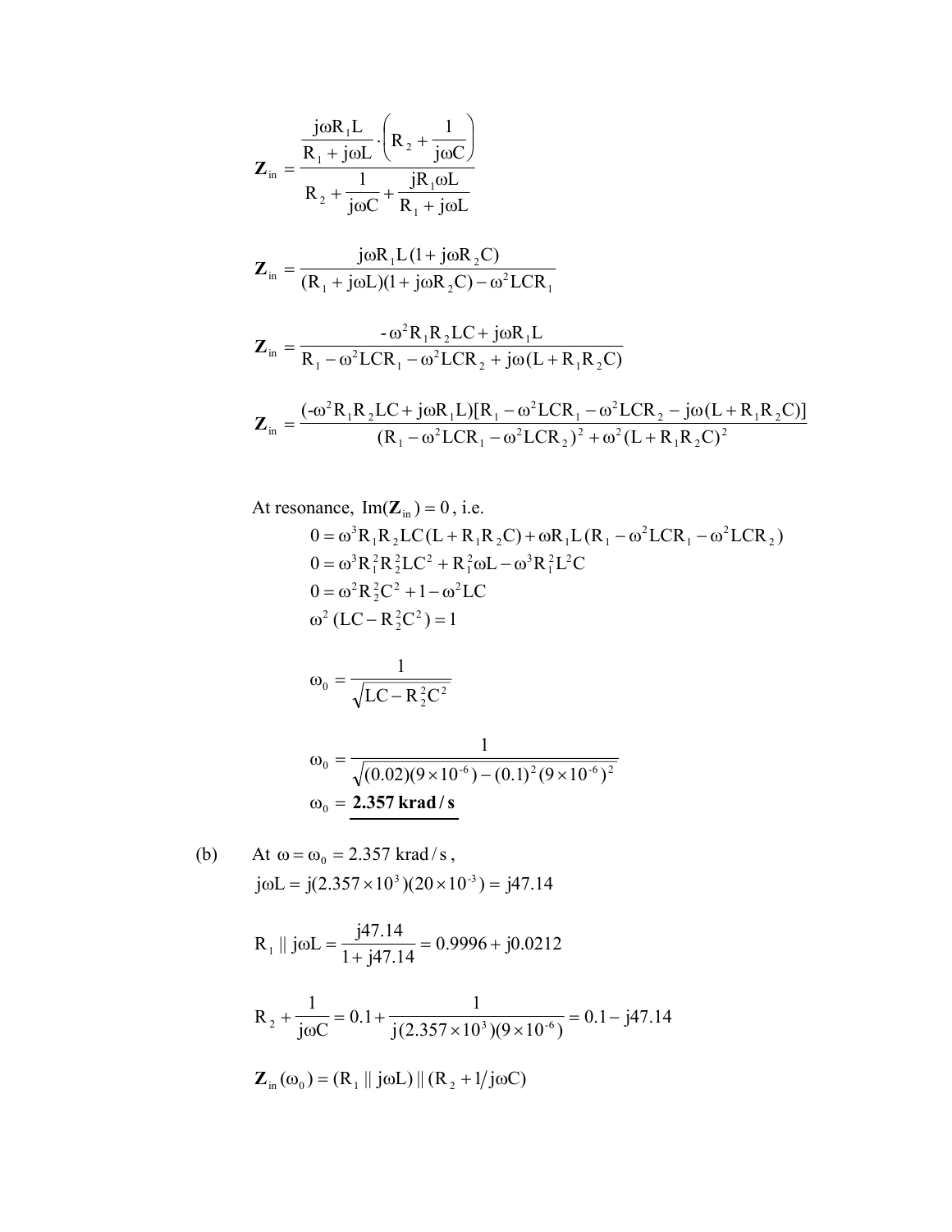$$\mathbf{Z}_{in} = \frac{\dfrac{j\omega R_1 L}{R_1 + j\omega L} \cdot \left( R_2 + \dfrac{1}{j\omega C} \right)}{R_2 + \dfrac{1}{j\omega C} + \dfrac{jR_1 \omega L}{R_1 + j\omega L}}$$

$$\mathbf{Z}_{in} = \frac{j\omega R_1 L (1 + j\omega R_2 C)}{(R_1 + j\omega L)(1 + j\omega R_2 C) - \omega^2 LCR_1}$$

$$\mathbf{Z}_{in} = \frac{-\omega^2 R_1 R_2 LC + j\omega R_1 L}{R_1 - \omega^2 LCR_1 - \omega^2 LCR_2 + j\omega(L + R_1 R_2 C)}$$

$$\mathbf{Z}_{in} = \frac{(-\omega^2 R_1 R_2 LC + j\omega R_1 L)[R_1 - \omega^2 LCR_1 - \omega^2 LCR_2 - j\omega(L + R_1 R_2 C)]}{(R_1 - \omega^2 LCR_1 - \omega^2 LCR_2)^2 + \omega^2 (L + R_1 R_2 C)^2}$$

At resonance, $\text{Im}(\mathbf{Z}_{in}) = 0$, i.e.

$$0 = \omega^3 R_1 R_2 LC (L + R_1 R_2 C) + \omega R_1 L (R_1 - \omega^2 LCR_1 - \omega^2 LCR_2)$$

$$0 = \omega^3 R_1^2 R_2^2 LC^2 + R_1^2 \omega L - \omega^3 R_1^2 L^2 C$$

$$0 = \omega^2 R_2^2 C^2 + 1 - \omega^2 LC$$

$$\omega^2 (LC - R_2^2 C^2) = 1$$

$$\omega_0 = \frac{1}{\sqrt{LC - R_2^2 C^2}}$$

$$\omega_0 = \frac{1}{\sqrt{(0.02)(9 \times 10^{-6}) - (0.1)^2 (9 \times 10^{-6})^2}}$$

$$\omega_0 = \underline{\mathbf{2.357\ krad/s}}$$

(b) At $\omega = \omega_0 = 2.357\ \text{krad/s}$,

$$j\omega L = j(2.357 \times 10^3)(20 \times 10^{-3}) = j47.14$$

$$R_1 \parallel j\omega L = \frac{j47.14}{1 + j47.14} = 0.9996 + j0.0212$$

$$R_2 + \frac{1}{j\omega C} = 0.1 + \frac{1}{j(2.357 \times 10^3)(9 \times 10^{-6})} = 0.1 - j47.14$$

$$\mathbf{Z}_{in}(\omega_0) = (R_1 \parallel j\omega L) \parallel (R_2 + 1/j\omega C)$$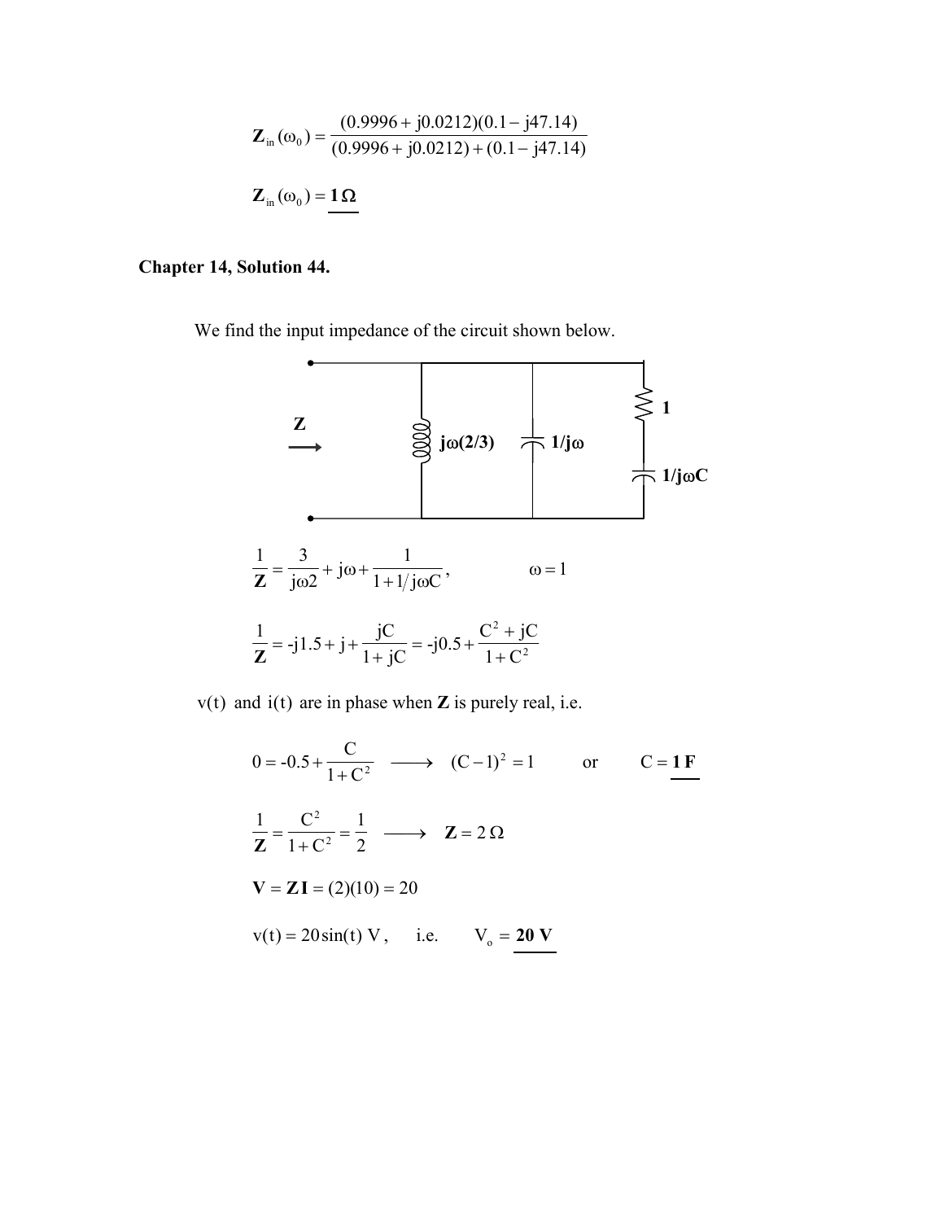$$\mathbf{Z}_{in}(\omega_0) = \frac{(0.9996 + j0.0212)(0.1 - j47.14)}{(0.9996 + j0.0212) + (0.1 - j47.14)}$$

$$\mathbf{Z}_{in}(\omega_0) = \underline{\mathbf{1\,\Omega}}$$

**Chapter 14, Solution 44.**

We find the input impedance of the circuit shown below.

Z →  jω(2/3)  1/jω  1  1/jωC

$$\frac{1}{\mathbf{Z}} = \frac{3}{j\omega 2} + j\omega + \frac{1}{1 + 1/j\omega C}, \qquad \omega = 1$$

$$\frac{1}{\mathbf{Z}} = \text{-}j1.5 + j + \frac{jC}{1 + jC} = \text{-}j0.5 + \frac{C^2 + jC}{1 + C^2}$$

$v(t)$ and $i(t)$ are in phase when **Z** is purely real, i.e.

$$0 = \text{-}0.5 + \frac{C}{1 + C^2} \longrightarrow (C-1)^2 = 1 \qquad \text{or} \qquad C = \underline{\mathbf{1\ F}}$$

$$\frac{1}{\mathbf{Z}} = \frac{C^2}{1 + C^2} = \frac{1}{2} \longrightarrow \mathbf{Z} = 2\,\Omega$$

$$\mathbf{V} = \mathbf{Z}\,\mathbf{I} = (2)(10) = 20$$

$$v(t) = 20\sin(t)\ \text{V}, \qquad \text{i.e.} \qquad V_o = \underline{\mathbf{20\ V}}$$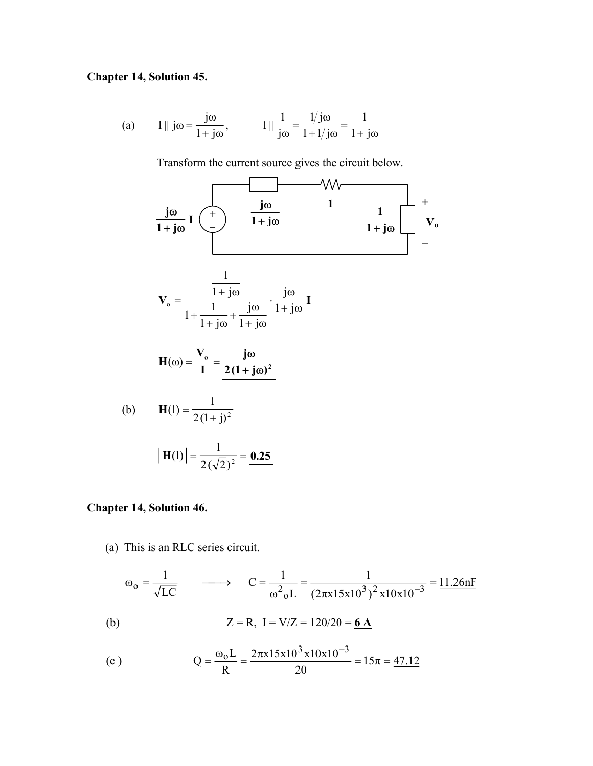**Chapter 14, Solution 45.**

(a) $1 \,||\, j\omega = \dfrac{j\omega}{1+j\omega}$, $\quad 1 \,||\, \dfrac{1}{j\omega} = \dfrac{1/j\omega}{1+1/j\omega} = \dfrac{1}{1+j\omega}$

Transform the current source gives the circuit below.

$$\mathbf{V}_o = \frac{\dfrac{1}{1+j\omega}}{1+\dfrac{1}{1+j\omega}+\dfrac{j\omega}{1+j\omega}} \cdot \frac{j\omega}{1+j\omega}\,\mathbf{I}$$

$$\mathbf{H}(\omega) = \frac{\mathbf{V}_o}{\mathbf{I}} = \underline{\frac{\mathbf{j\omega}}{\mathbf{2(1+j\omega)^2}}}$$

(b) $$\mathbf{H}(1) = \frac{1}{2(1+j)^2}$$

$$|\mathbf{H}(1)| = \frac{1}{2(\sqrt{2})^2} = \underline{\mathbf{0.25}}$$

**Chapter 14, Solution 46.**

(a) This is an RLC series circuit.

$$\omega_o = \frac{1}{\sqrt{LC}} \quad \longrightarrow \quad C = \frac{1}{\omega^2{}_o L} = \frac{1}{(2\pi x15x10^3)^2\, x10x10^{-3}} = \underline{11.26\text{nF}}$$

(b) $$Z = R,\ I = V/Z = 120/20 = \underline{\mathbf{6\ A}}$$

(c ) $$Q = \frac{\omega_o L}{R} = \frac{2\pi x15x10^3\, x10x10^{-3}}{20} = 15\pi = \underline{47.12}$$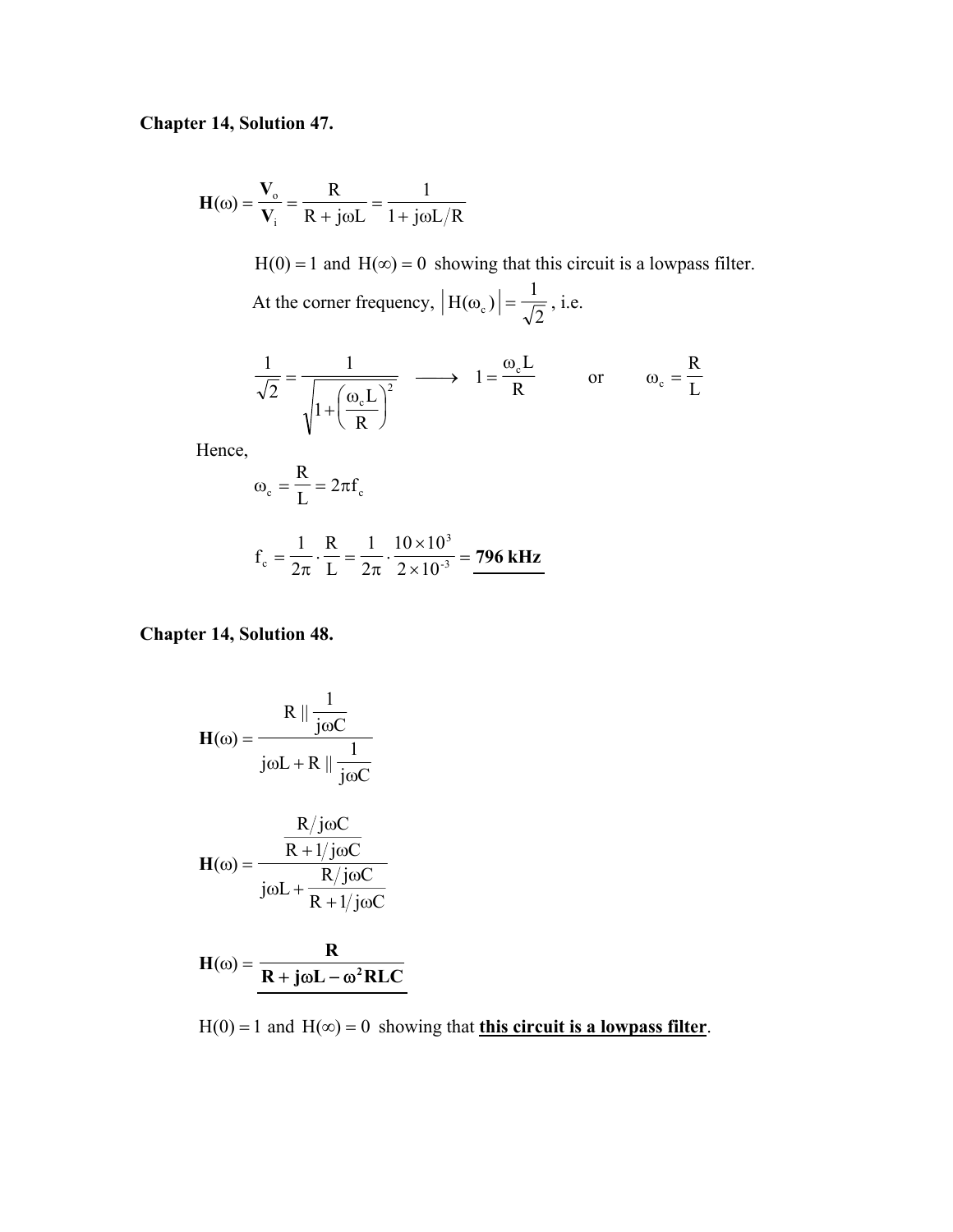**Chapter 14, Solution 47.**

$$\mathbf{H}(\omega) = \frac{\mathbf{V}_o}{\mathbf{V}_i} = \frac{R}{R + j\omega L} = \frac{1}{1 + j\omega L/R}$$

$H(0) = 1$ and $H(\infty) = 0$ showing that this circuit is a lowpass filter.

At the corner frequency, $\left|H(\omega_c)\right| = \frac{1}{\sqrt{2}}$, i.e.

$$\frac{1}{\sqrt{2}} = \frac{1}{\sqrt{1 + \left(\frac{\omega_c L}{R}\right)^2}} \longrightarrow 1 = \frac{\omega_c L}{R} \qquad \text{or} \qquad \omega_c = \frac{R}{L}$$

Hence,

$$\omega_c = \frac{R}{L} = 2\pi f_c$$

$$f_c = \frac{1}{2\pi} \cdot \frac{R}{L} = \frac{1}{2\pi} \cdot \frac{10 \times 10^3}{2 \times 10^{-3}} = \underline{\mathbf{796\ kHz}}$$

**Chapter 14, Solution 48.**

$$\mathbf{H}(\omega) = \frac{R \,||\, \frac{1}{j\omega C}}{j\omega L + R \,||\, \frac{1}{j\omega C}}$$

$$\mathbf{H}(\omega) = \frac{\frac{R/j\omega C}{R + 1/j\omega C}}{j\omega L + \frac{R/j\omega C}{R + 1/j\omega C}}$$

$$\mathbf{H}(\omega) = \underline{\frac{\mathbf{R}}{\mathbf{R + j\omega L - \omega^2 RLC}}}$$

$H(0) = 1$ and $H(\infty) = 0$ showing that **<u>this circuit is a lowpass filter</u>**.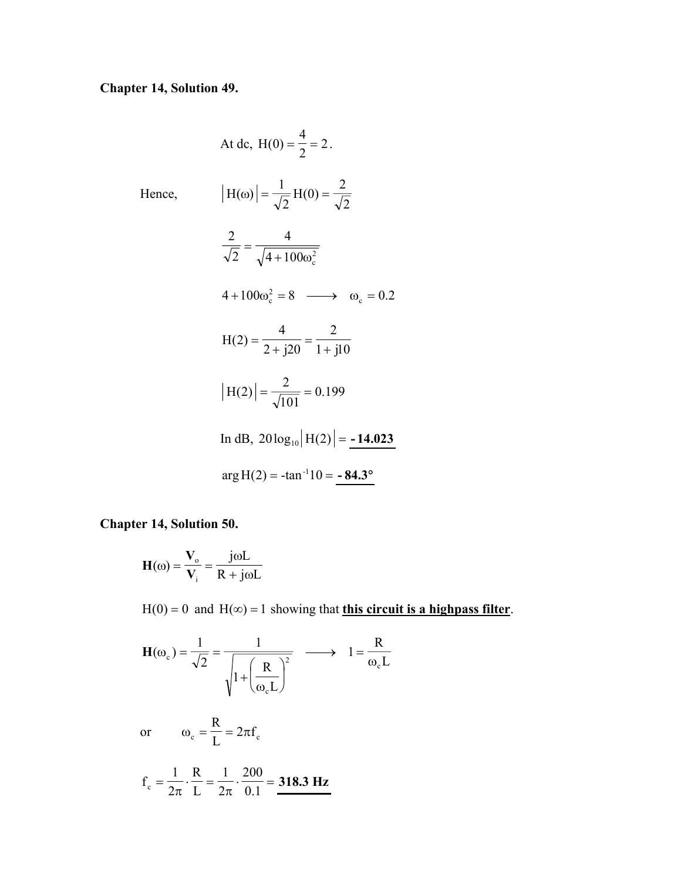**Chapter 14, Solution 49.**

$$\text{At dc, } H(0) = \frac{4}{2} = 2.$$

Hence,

$$\left|H(\omega)\right| = \frac{1}{\sqrt{2}} H(0) = \frac{2}{\sqrt{2}}$$

$$\frac{2}{\sqrt{2}} = \frac{4}{\sqrt{4 + 100\omega_c^2}}$$

$$4 + 100\omega_c^2 = 8 \longrightarrow \omega_c = 0.2$$

$$H(2) = \frac{4}{2 + j20} = \frac{2}{1 + j10}$$

$$\left|H(2)\right| = \frac{2}{\sqrt{101}} = 0.199$$

In dB, $20\log_{10}\left|H(2)\right| = \underline{\mathbf{-14.023}}$

$\arg H(2) = -\tan^{-1} 10 = \underline{\mathbf{-84.3°}}$

**Chapter 14, Solution 50.**

$$\mathbf{H}(\omega) = \frac{\mathbf{V}_o}{\mathbf{V}_i} = \frac{j\omega L}{R + j\omega L}$$

$H(0) = 0$ and $H(\infty) = 1$ showing that **<u>this circuit is a highpass filter</u>**.

$$\mathbf{H}(\omega_c) = \frac{1}{\sqrt{2}} = \frac{1}{\sqrt{1 + \left(\dfrac{R}{\omega_c L}\right)^2}} \longrightarrow 1 = \frac{R}{\omega_c L}$$

or $\quad \omega_c = \dfrac{R}{L} = 2\pi f_c$

$$f_c = \frac{1}{2\pi} \cdot \frac{R}{L} = \frac{1}{2\pi} \cdot \frac{200}{0.1} = \underline{\mathbf{318.3\ Hz}}$$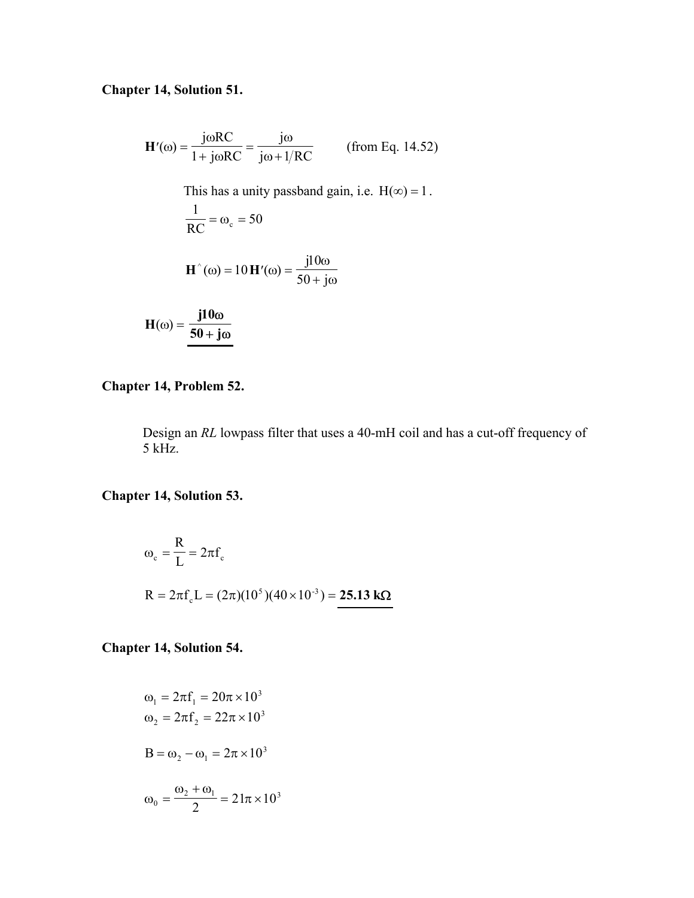**Chapter 14, Solution 51.**

$$\mathbf{H}'(\omega) = \frac{j\omega RC}{1 + j\omega RC} = \frac{j\omega}{j\omega + 1/RC} \qquad \text{(from Eq. 14.52)}$$

This has a unity passband gain, i.e. $H(\infty) = 1$.

$$\frac{1}{RC} = \omega_c = 50$$

$$\mathbf{H}^{\wedge}(\omega) = 10\,\mathbf{H}'(\omega) = \frac{j10\omega}{50 + j\omega}$$

$$\mathbf{H}(\omega) = \underline{\boldsymbol{\frac{j10\omega}{50 + j\omega}}}$$

**Chapter 14, Problem 52.**

Design an *RL* lowpass filter that uses a 40-mH coil and has a cut-off frequency of 5 kHz.

**Chapter 14, Solution 53.**

$$\omega_c = \frac{R}{L} = 2\pi f_c$$

$$R = 2\pi f_c L = (2\pi)(10^5)(40 \times 10^{-3}) = \underline{\mathbf{25.13\ k\Omega}}$$

**Chapter 14, Solution 54.**

$$\omega_1 = 2\pi f_1 = 20\pi \times 10^3$$
$$\omega_2 = 2\pi f_2 = 22\pi \times 10^3$$

$$B = \omega_2 - \omega_1 = 2\pi \times 10^3$$

$$\omega_0 = \frac{\omega_2 + \omega_1}{2} = 21\pi \times 10^3$$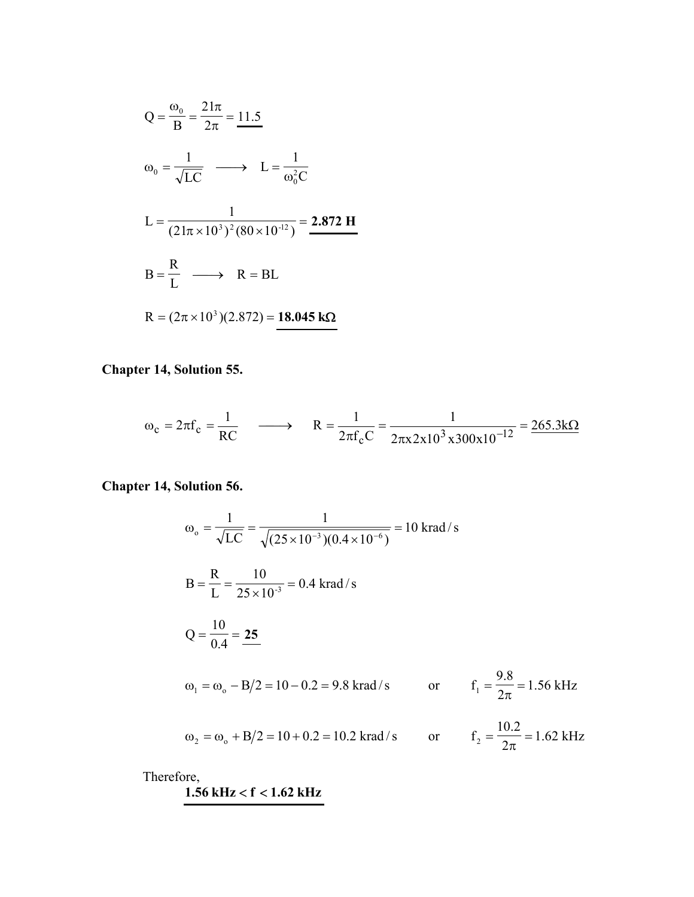$$Q = \frac{\omega_0}{B} = \frac{21\pi}{2\pi} = \underline{11.5}$$

$$\omega_0 = \frac{1}{\sqrt{LC}} \quad \longrightarrow \quad L = \frac{1}{\omega_0^2 C}$$

$$L = \frac{1}{(21\pi \times 10^3)^2 (80 \times 10^{-12})} = \underline{\mathbf{2.872\ H}}$$

$$B = \frac{R}{L} \quad \longrightarrow \quad R = BL$$

$$R = (2\pi \times 10^3)(2.872) = \underline{\mathbf{18.045\ k\Omega}}$$

**Chapter 14, Solution 55.**

$$\omega_c = 2\pi f_c = \frac{1}{RC} \quad \longrightarrow \quad R = \frac{1}{2\pi f_c C} = \frac{1}{2\pi x 2x10^3 x 300x10^{-12}} = \underline{265.3k\Omega}$$

**Chapter 14, Solution 56.**

$$\omega_o = \frac{1}{\sqrt{LC}} = \frac{1}{\sqrt{(25 \times 10^{-3})(0.4 \times 10^{-6})}} = 10\ \text{krad/s}$$

$$B = \frac{R}{L} = \frac{10}{25 \times 10^{-3}} = 0.4\ \text{krad/s}$$

$$Q = \frac{10}{0.4} = \underline{\mathbf{25}}$$

$$\omega_1 = \omega_o - B/2 = 10 - 0.2 = 9.8\ \text{krad/s} \qquad \text{or} \qquad f_1 = \frac{9.8}{2\pi} = 1.56\ \text{kHz}$$

$$\omega_2 = \omega_o + B/2 = 10 + 0.2 = 10.2\ \text{krad/s} \qquad \text{or} \qquad f_2 = \frac{10.2}{2\pi} = 1.62\ \text{kHz}$$

Therefore,

$$\underline{\mathbf{1.56\ kHz < f < 1.62\ kHz}}$$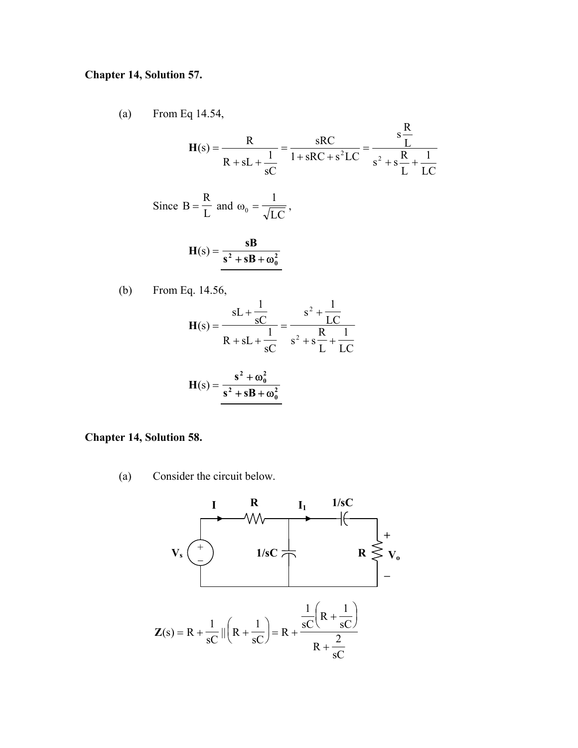**Chapter 14, Solution 57.**

(a) From Eq 14.54,

$$\mathbf{H}(s) = \frac{R}{R + sL + \dfrac{1}{sC}} = \frac{sRC}{1 + sRC + s^2LC} = \frac{s\dfrac{R}{L}}{s^2 + s\dfrac{R}{L} + \dfrac{1}{LC}}$$

Since $B = \dfrac{R}{L}$ and $\omega_0 = \dfrac{1}{\sqrt{LC}}$,

$$\mathbf{H}(s) = \underline{\frac{\mathbf{sB}}{\mathbf{s^2 + sB + \omega_0^2}}}$$

(b) From Eq. 14.56,

$$\mathbf{H}(s) = \frac{sL + \dfrac{1}{sC}}{R + sL + \dfrac{1}{sC}} = \frac{s^2 + \dfrac{1}{LC}}{s^2 + s\dfrac{R}{L} + \dfrac{1}{LC}}$$

$$\mathbf{H}(s) = \underline{\frac{\mathbf{s^2 + \omega_0^2}}{\mathbf{s^2 + sB + \omega_0^2}}}$$

**Chapter 14, Solution 58.**

(a) Consider the circuit below.

$$\mathbf{Z}(s) = R + \frac{1}{sC} \,\|\, \left(R + \frac{1}{sC}\right) = R + \frac{\dfrac{1}{sC}\left(R + \dfrac{1}{sC}\right)}{R + \dfrac{2}{sC}}$$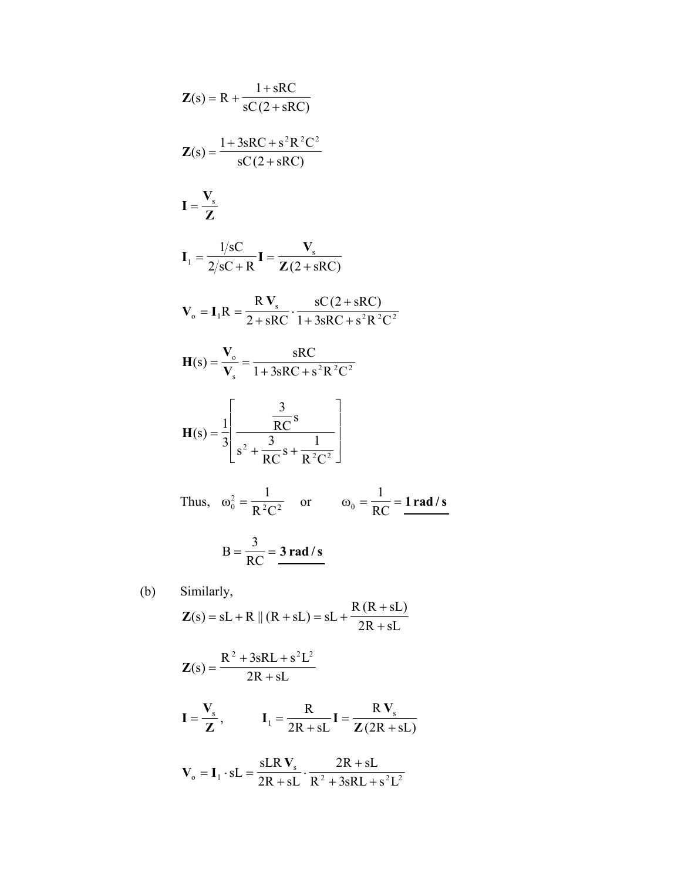$$\mathbf{Z}(s) = R + \frac{1 + sRC}{sC\,(2 + sRC)}$$

$$\mathbf{Z}(s) = \frac{1 + 3sRC + s^2R^2C^2}{sC\,(2 + sRC)}$$

$$\mathbf{I} = \frac{\mathbf{V}_s}{\mathbf{Z}}$$

$$\mathbf{I}_1 = \frac{1/sC}{2/sC + R}\mathbf{I} = \frac{\mathbf{V}_s}{\mathbf{Z}\,(2 + sRC)}$$

$$\mathbf{V}_o = \mathbf{I}_1 R = \frac{R\,\mathbf{V}_s}{2 + sRC} \cdot \frac{sC\,(2 + sRC)}{1 + 3sRC + s^2R^2C^2}$$

$$\mathbf{H}(s) = \frac{\mathbf{V}_o}{\mathbf{V}_s} = \frac{sRC}{1 + 3sRC + s^2R^2C^2}$$

$$\mathbf{H}(s) = \frac{1}{3}\left[\frac{\dfrac{3}{RC}s}{s^2 + \dfrac{3}{RC}s + \dfrac{1}{R^2C^2}}\right]$$

Thus, $\omega_0^2 = \dfrac{1}{R^2C^2}$ or $\omega_0 = \dfrac{1}{RC} = \underline{\mathbf{1\ rad/s}}$

$$B = \frac{3}{RC} = \underline{\mathbf{3\ rad/s}}$$

(b) Similarly,

$$\mathbf{Z}(s) = sL + R \parallel (R + sL) = sL + \frac{R\,(R + sL)}{2R + sL}$$

$$\mathbf{Z}(s) = \frac{R^2 + 3sRL + s^2L^2}{2R + sL}$$

$$\mathbf{I} = \frac{\mathbf{V}_s}{\mathbf{Z}}, \qquad \mathbf{I}_1 = \frac{R}{2R + sL}\mathbf{I} = \frac{R\,\mathbf{V}_s}{\mathbf{Z}\,(2R + sL)}$$

$$\mathbf{V}_o = \mathbf{I}_1 \cdot sL = \frac{sLR\,\mathbf{V}_s}{2R + sL} \cdot \frac{2R + sL}{R^2 + 3sRL + s^2L^2}$$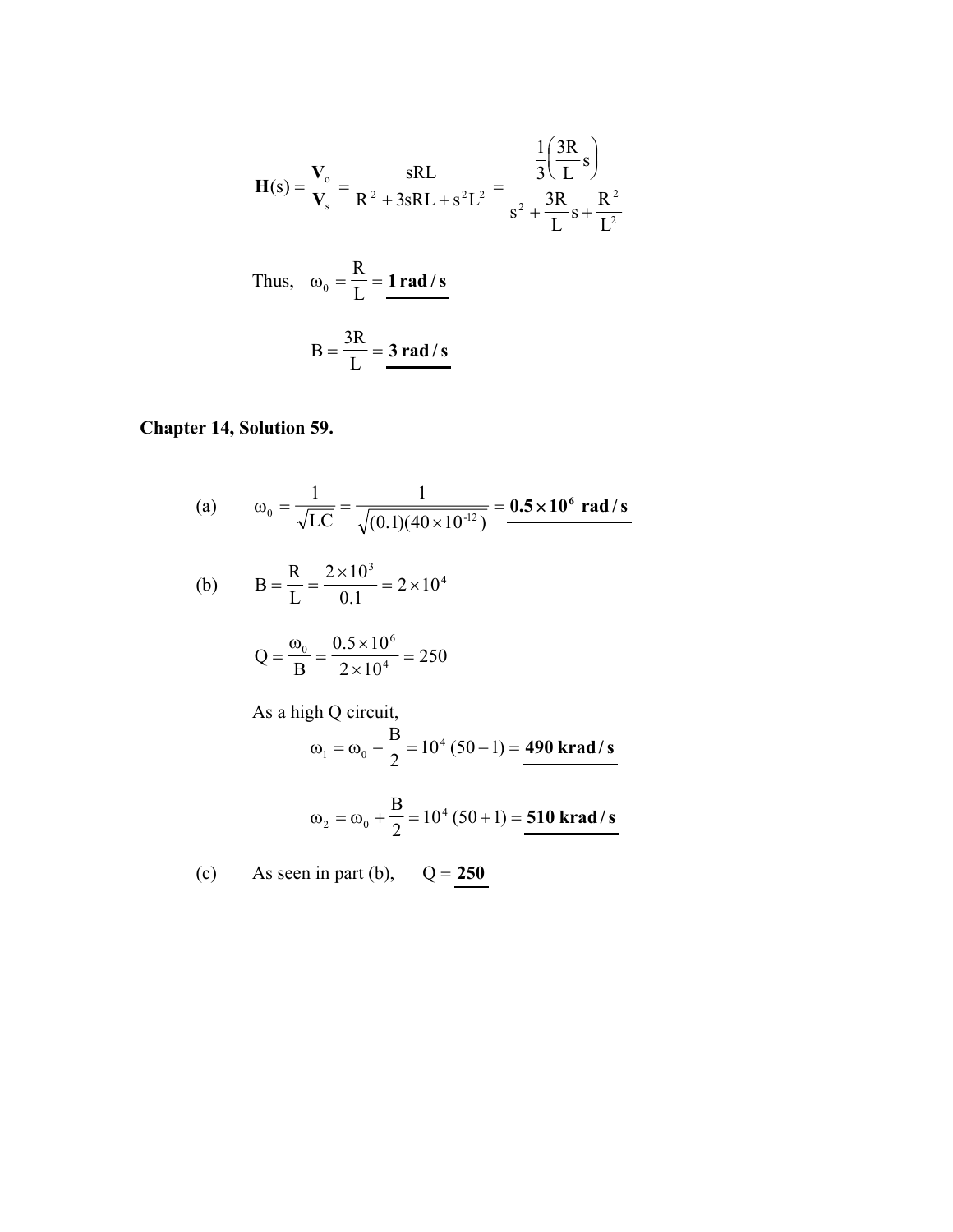$$\mathbf{H}(s) = \frac{\mathbf{V}_o}{\mathbf{V}_s} = \frac{sRL}{R^2 + 3sRL + s^2L^2} = \frac{\frac{1}{3}\left(\frac{3R}{L}s\right)}{s^2 + \frac{3R}{L}s + \frac{R^2}{L^2}}$$

Thus, $\omega_0 = \frac{R}{L} = \underline{\mathbf{1\ rad/s}}$

$$B = \frac{3R}{L} = \underline{\mathbf{3\ rad/s}}$$

**Chapter 14, Solution 59.**

(a) $\omega_0 = \frac{1}{\sqrt{LC}} = \frac{1}{\sqrt{(0.1)(40 \times 10^{-12})}} = \underline{\mathbf{0.5 \times 10^6\ rad/s}}$

(b) $B = \frac{R}{L} = \frac{2 \times 10^3}{0.1} = 2 \times 10^4$

$$Q = \frac{\omega_0}{B} = \frac{0.5 \times 10^6}{2 \times 10^4} = 250$$

As a high Q circuit,

$$\omega_1 = \omega_0 - \frac{B}{2} = 10^4\,(50 - 1) = \underline{\mathbf{490\ krad/s}}$$

$$\omega_2 = \omega_0 + \frac{B}{2} = 10^4\,(50 + 1) = \underline{\mathbf{510\ krad/s}}$$

(c) As seen in part (b), $Q = \underline{\mathbf{250}}$